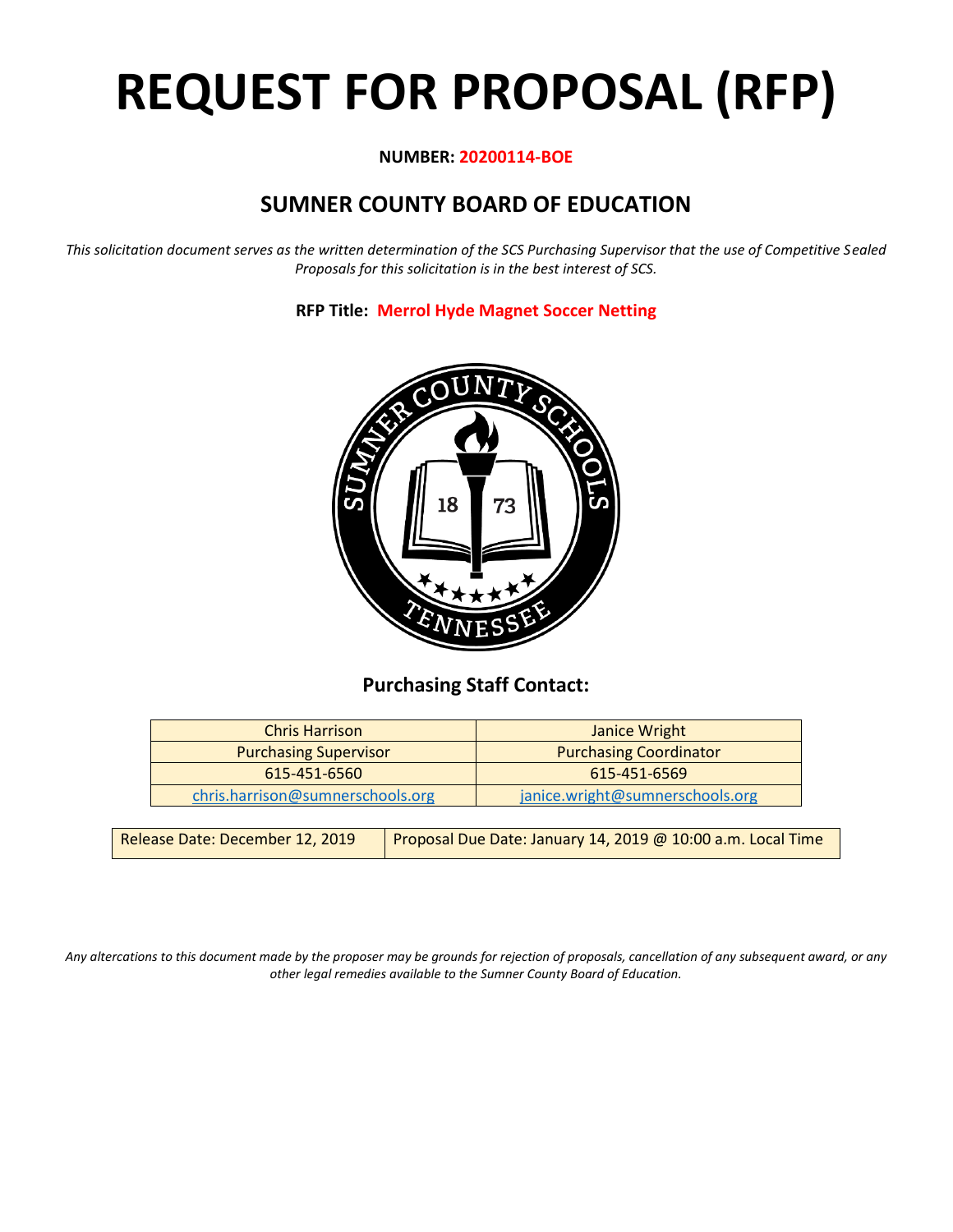# REQUEST FOR PROPOSAL (RFP)

**NUMBER: 20200114-BOE**

## SUMNER COUNTY BOARD OF EDUCATION

*This solicitation document serves as the written determination of the SCS Purchasing Supervisor that the use of Competitive Sealed Proposals for this solicitation is in the best interest of SCS.*

**RFP Title: Merrol Hyde Magnet Soccer Netting**

### Purchasing Staff Contact:

| Chris Harrison | Janice Wright |
|---|---|
| Purchasing Supervisor | Purchasing Coordinator |
| 615-451-6560 | 615-451-6569 |
| chris.harrison@sumnerschools.org | janice.wright@sumnerschools.org |

| Release Date: December 12, 2019 | Proposal Due Date: January 14, 2019 @ 10:00 a.m. Local Time |
|---|---|

*Any altercations to this document made by the proposer may be grounds for rejection of proposals, cancellation of any subsequent award, or any other legal remedies available to the Sumner County Board of Education.*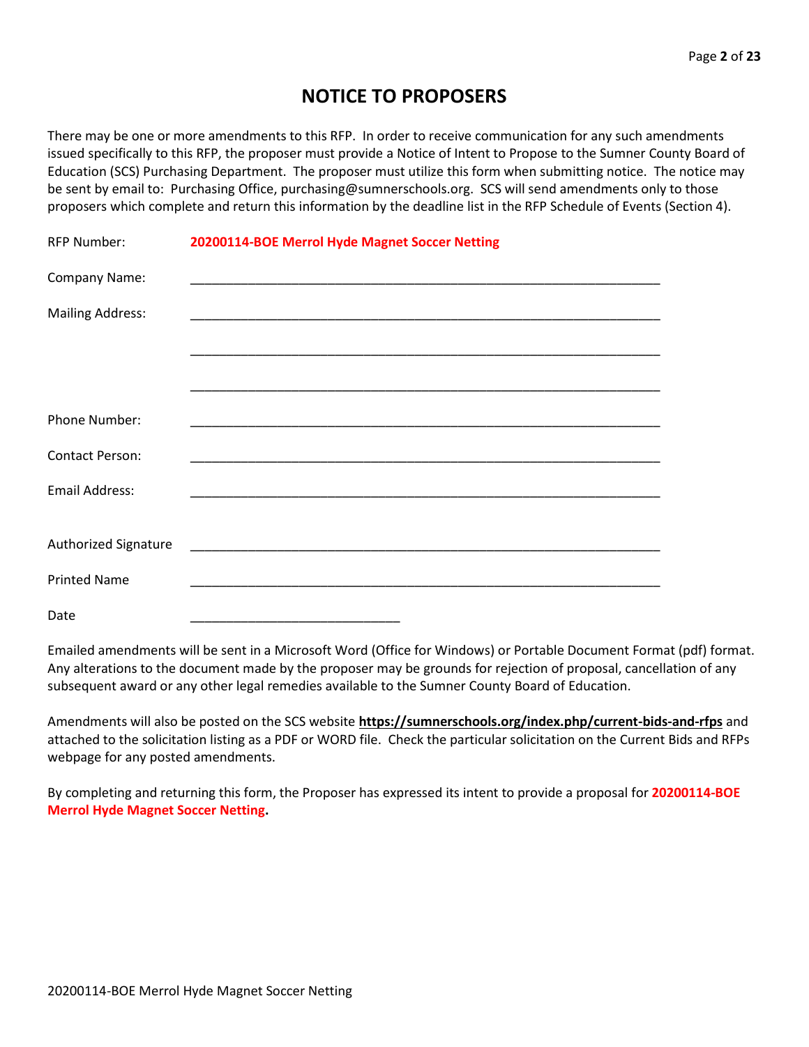# NOTICE TO PROPOSERS

There may be one or more amendments to this RFP. In order to receive communication for any such amendments issued specifically to this RFP, the proposer must provide a Notice of Intent to Propose to the Sumner County Board of Education (SCS) Purchasing Department. The proposer must utilize this form when submitting notice. The notice may be sent by email to: Purchasing Office, purchasing@sumnerschools.org. SCS will send amendments only to those proposers which complete and return this information by the deadline list in the RFP Schedule of Events (Section 4).

RFP Number: **20200114-BOE Merrol Hyde Magnet Soccer Netting**

Company Name: ____________________________________________________________

Mailing Address: ____________________________________________________________

____________________________________________________________

____________________________________________________________

Phone Number: ____________________________________________________________

Contact Person: ____________________________________________________________

Email Address: ____________________________________________________________

Authorized Signature ____________________________________________________________

Printed Name ____________________________________________________________

Date ____________________________

Emailed amendments will be sent in a Microsoft Word (Office for Windows) or Portable Document Format (pdf) format. Any alterations to the document made by the proposer may be grounds for rejection of proposal, cancellation of any subsequent award or any other legal remedies available to the Sumner County Board of Education.

Amendments will also be posted on the SCS website **https://sumnerschools.org/index.php/current-bids-and-rfps** and attached to the solicitation listing as a PDF or WORD file. Check the particular solicitation on the Current Bids and RFPs webpage for any posted amendments.

By completing and returning this form, the Proposer has expressed its intent to provide a proposal for **20200114-BOE Merrol Hyde Magnet Soccer Netting.**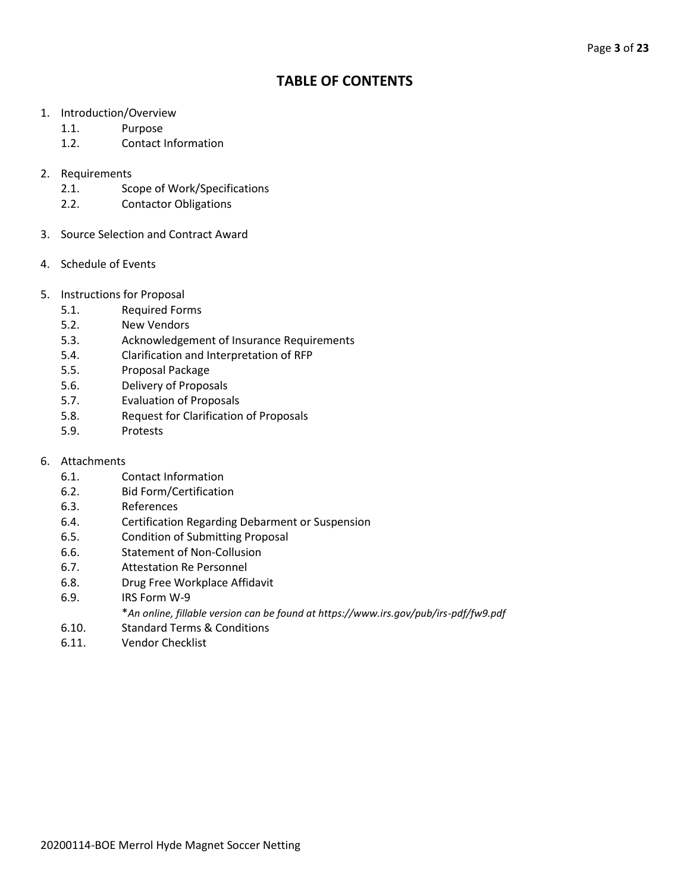# TABLE OF CONTENTS

1. Introduction/Overview
    - 1.1. Purpose
    - 1.2. Contact Information

2. Requirements
    - 2.1. Scope of Work/Specifications
    - 2.2. Contactor Obligations

3. Source Selection and Contract Award

4. Schedule of Events

5. Instructions for Proposal
    - 5.1. Required Forms
    - 5.2. New Vendors
    - 5.3. Acknowledgement of Insurance Requirements
    - 5.4. Clarification and Interpretation of RFP
    - 5.5. Proposal Package
    - 5.6. Delivery of Proposals
    - 5.7. Evaluation of Proposals
    - 5.8. Request for Clarification of Proposals
    - 5.9. Protests

6. Attachments
    - 6.1. Contact Information
    - 6.2. Bid Form/Certification
    - 6.3. References
    - 6.4. Certification Regarding Debarment or Suspension
    - 6.5. Condition of Submitting Proposal
    - 6.6. Statement of Non-Collusion
    - 6.7. Attestation Re Personnel
    - 6.8. Drug Free Workplace Affidavit
    - 6.9. IRS Form W-9

        **An online, fillable version can be found at https://www.irs.gov/pub/irs-pdf/fw9.pdf*
    - 6.10. Standard Terms & Conditions
    - 6.11. Vendor Checklist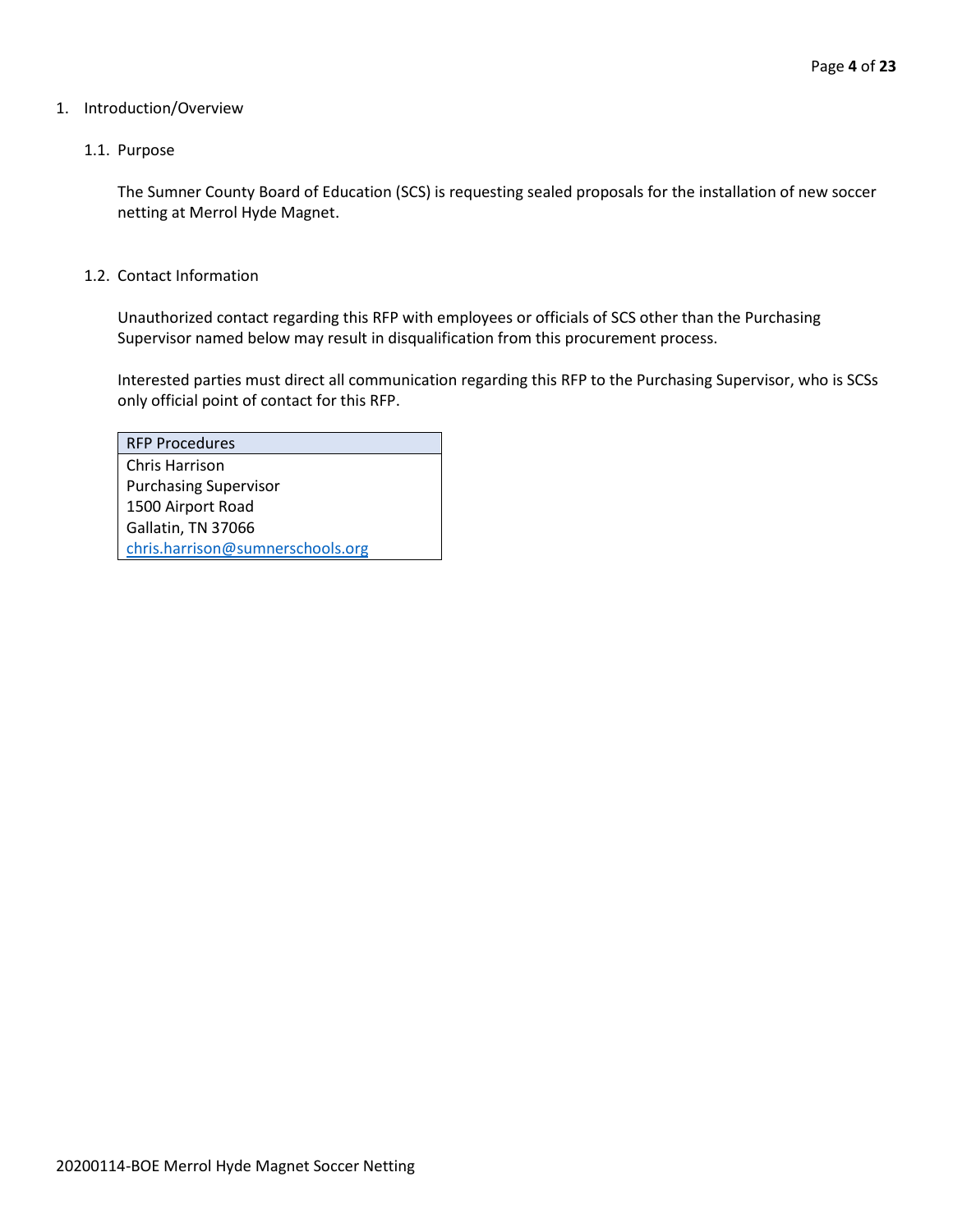# 1. Introduction/Overview

## 1.1. Purpose

The Sumner County Board of Education (SCS) is requesting sealed proposals for the installation of new soccer netting at Merrol Hyde Magnet.

## 1.2. Contact Information

Unauthorized contact regarding this RFP with employees or officials of SCS other than the Purchasing Supervisor named below may result in disqualification from this procurement process.

Interested parties must direct all communication regarding this RFP to the Purchasing Supervisor, who is SCSs only official point of contact for this RFP.

| RFP Procedures |
| --- |
| Chris Harrison<br>Purchasing Supervisor<br>1500 Airport Road<br>Gallatin, TN 37066<br>chris.harrison@sumnerschools.org |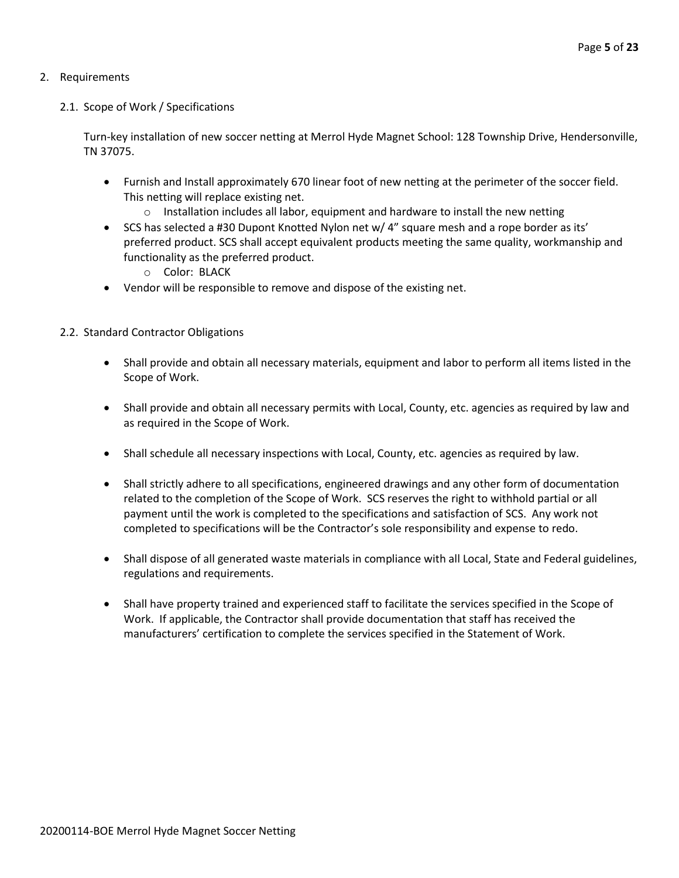2. Requirements

2.1. Scope of Work / Specifications

Turn-key installation of new soccer netting at Merrol Hyde Magnet School: 128 Township Drive, Hendersonville, TN 37075.

- Furnish and Install approximately 670 linear foot of new netting at the perimeter of the soccer field. This netting will replace existing net.
    - Installation includes all labor, equipment and hardware to install the new netting
- SCS has selected a #30 Dupont Knotted Nylon net w/ 4" square mesh and a rope border as its' preferred product. SCS shall accept equivalent products meeting the same quality, workmanship and functionality as the preferred product.
    - Color: BLACK
- Vendor will be responsible to remove and dispose of the existing net.

2.2. Standard Contractor Obligations

- Shall provide and obtain all necessary materials, equipment and labor to perform all items listed in the Scope of Work.
- Shall provide and obtain all necessary permits with Local, County, etc. agencies as required by law and as required in the Scope of Work.
- Shall schedule all necessary inspections with Local, County, etc. agencies as required by law.
- Shall strictly adhere to all specifications, engineered drawings and any other form of documentation related to the completion of the Scope of Work. SCS reserves the right to withhold partial or all payment until the work is completed to the specifications and satisfaction of SCS. Any work not completed to specifications will be the Contractor's sole responsibility and expense to redo.
- Shall dispose of all generated waste materials in compliance with all Local, State and Federal guidelines, regulations and requirements.
- Shall have property trained and experienced staff to facilitate the services specified in the Scope of Work. If applicable, the Contractor shall provide documentation that staff has received the manufacturers' certification to complete the services specified in the Statement of Work.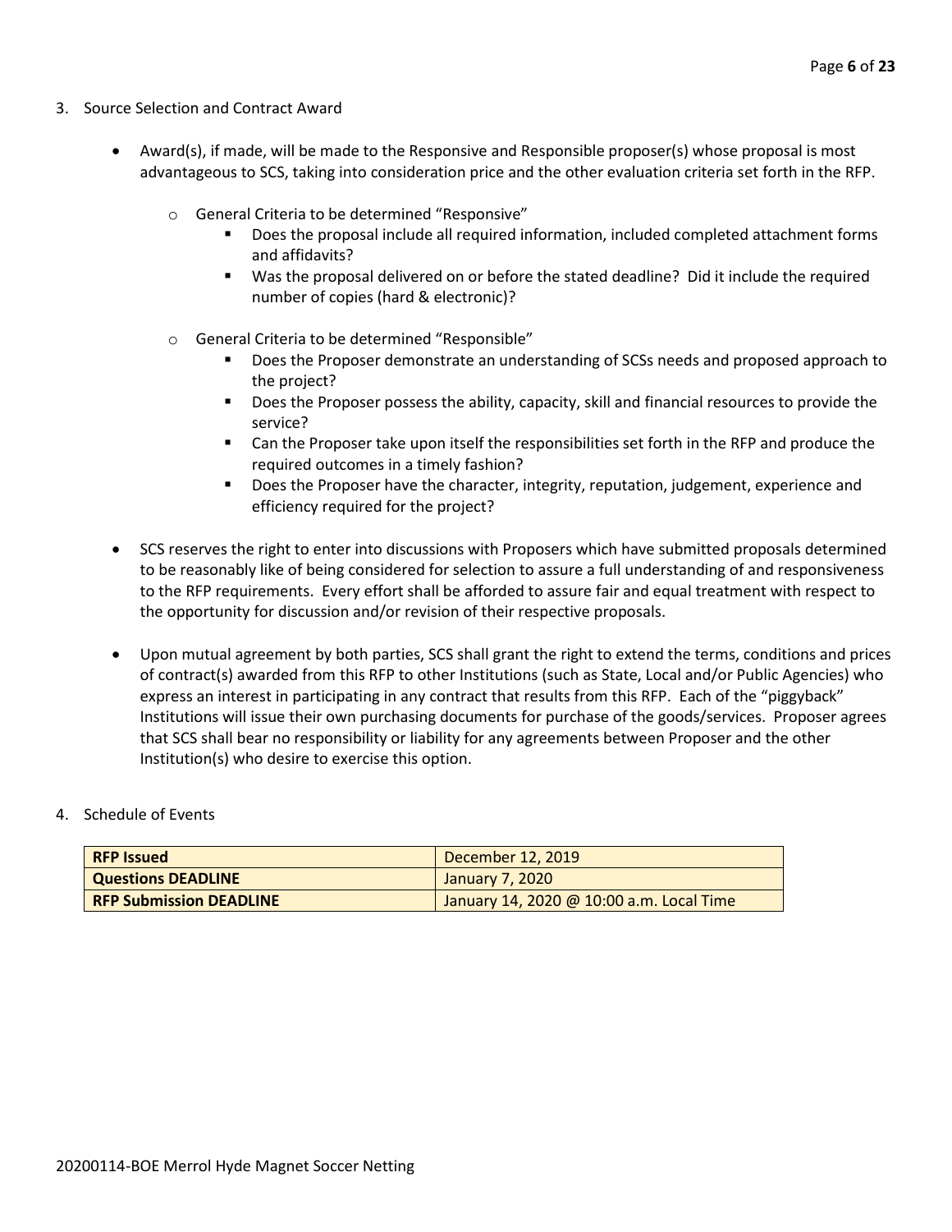3. Source Selection and Contract Award

- Award(s), if made, will be made to the Responsive and Responsible proposer(s) whose proposal is most advantageous to SCS, taking into consideration price and the other evaluation criteria set forth in the RFP.
    - General Criteria to be determined "Responsive"
        - Does the proposal include all required information, included completed attachment forms and affidavits?
        - Was the proposal delivered on or before the stated deadline? Did it include the required number of copies (hard & electronic)?
    - General Criteria to be determined "Responsible"
        - Does the Proposer demonstrate an understanding of SCSs needs and proposed approach to the project?
        - Does the Proposer possess the ability, capacity, skill and financial resources to provide the service?
        - Can the Proposer take upon itself the responsibilities set forth in the RFP and produce the required outcomes in a timely fashion?
        - Does the Proposer have the character, integrity, reputation, judgement, experience and efficiency required for the project?
- SCS reserves the right to enter into discussions with Proposers which have submitted proposals determined to be reasonably like of being considered for selection to assure a full understanding of and responsiveness to the RFP requirements. Every effort shall be afforded to assure fair and equal treatment with respect to the opportunity for discussion and/or revision of their respective proposals.
- Upon mutual agreement by both parties, SCS shall grant the right to extend the terms, conditions and prices of contract(s) awarded from this RFP to other Institutions (such as State, Local and/or Public Agencies) who express an interest in participating in any contract that results from this RFP. Each of the "piggyback" Institutions will issue their own purchasing documents for purchase of the goods/services. Proposer agrees that SCS shall bear no responsibility or liability for any agreements between Proposer and the other Institution(s) who desire to exercise this option.

4. Schedule of Events

| **RFP Issued** | December 12, 2019 |
|---|---|
| **Questions DEADLINE** | January 7, 2020 |
| **RFP Submission DEADLINE** | January 14, 2020 @ 10:00 a.m. Local Time |

20200114-BOE Merrol Hyde Magnet Soccer Netting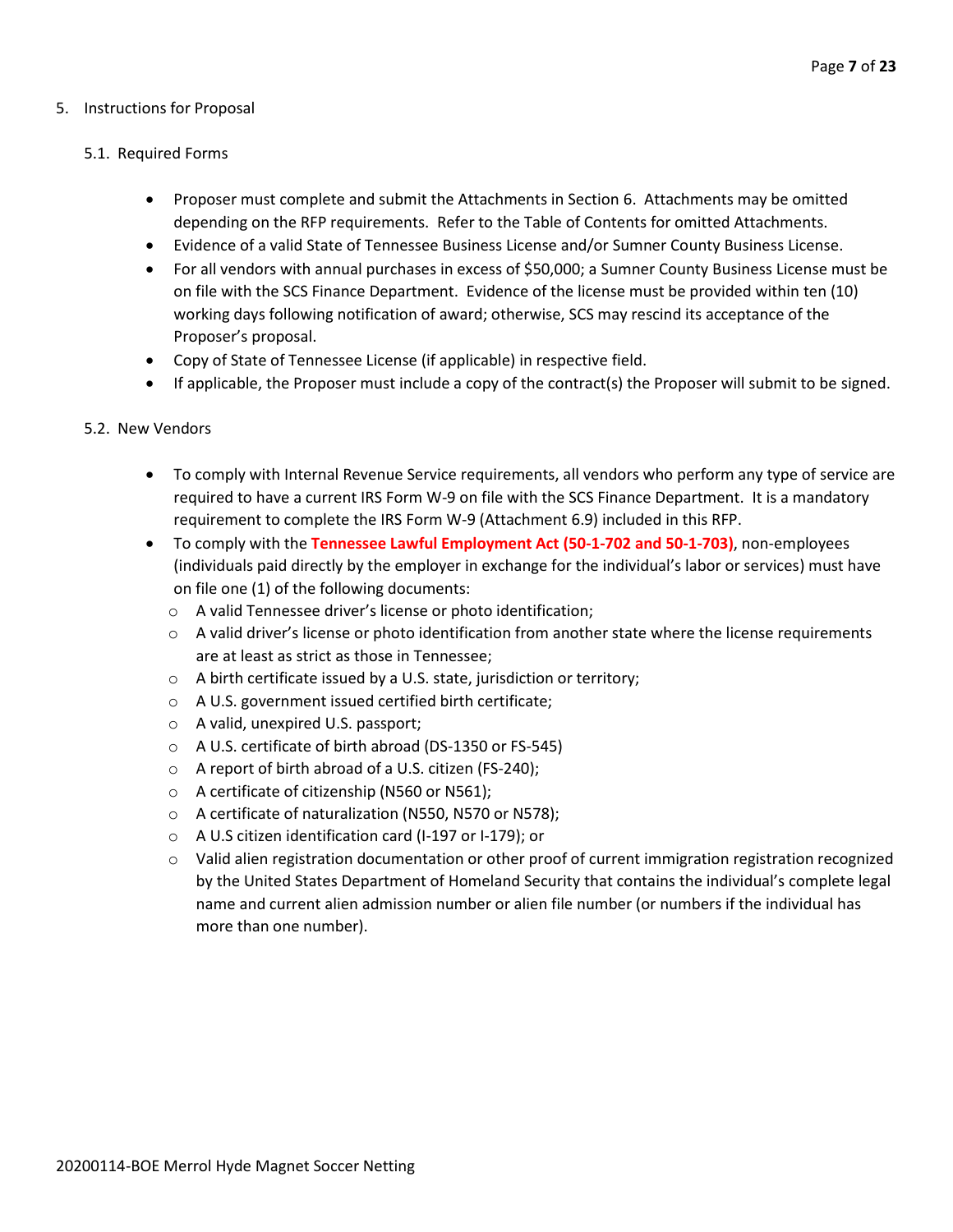5. Instructions for Proposal

5.1. Required Forms

- Proposer must complete and submit the Attachments in Section 6. Attachments may be omitted depending on the RFP requirements. Refer to the Table of Contents for omitted Attachments.
- Evidence of a valid State of Tennessee Business License and/or Sumner County Business License.
- For all vendors with annual purchases in excess of $50,000; a Sumner County Business License must be on file with the SCS Finance Department. Evidence of the license must be provided within ten (10) working days following notification of award; otherwise, SCS may rescind its acceptance of the Proposer's proposal.
- Copy of State of Tennessee License (if applicable) in respective field.
- If applicable, the Proposer must include a copy of the contract(s) the Proposer will submit to be signed.

5.2. New Vendors

- To comply with Internal Revenue Service requirements, all vendors who perform any type of service are required to have a current IRS Form W-9 on file with the SCS Finance Department. It is a mandatory requirement to complete the IRS Form W-9 (Attachment 6.9) included in this RFP.
- To comply with the **Tennessee Lawful Employment Act (50-1-702 and 50-1-703)**, non-employees (individuals paid directly by the employer in exchange for the individual's labor or services) must have on file one (1) of the following documents:
  - A valid Tennessee driver's license or photo identification;
  - A valid driver's license or photo identification from another state where the license requirements are at least as strict as those in Tennessee;
  - A birth certificate issued by a U.S. state, jurisdiction or territory;
  - A U.S. government issued certified birth certificate;
  - A valid, unexpired U.S. passport;
  - A U.S. certificate of birth abroad (DS-1350 or FS-545)
  - A report of birth abroad of a U.S. citizen (FS-240);
  - A certificate of citizenship (N560 or N561);
  - A certificate of naturalization (N550, N570 or N578);
  - A U.S citizen identification card (I-197 or I-179); or
  - Valid alien registration documentation or other proof of current immigration registration recognized by the United States Department of Homeland Security that contains the individual's complete legal name and current alien admission number or alien file number (or numbers if the individual has more than one number).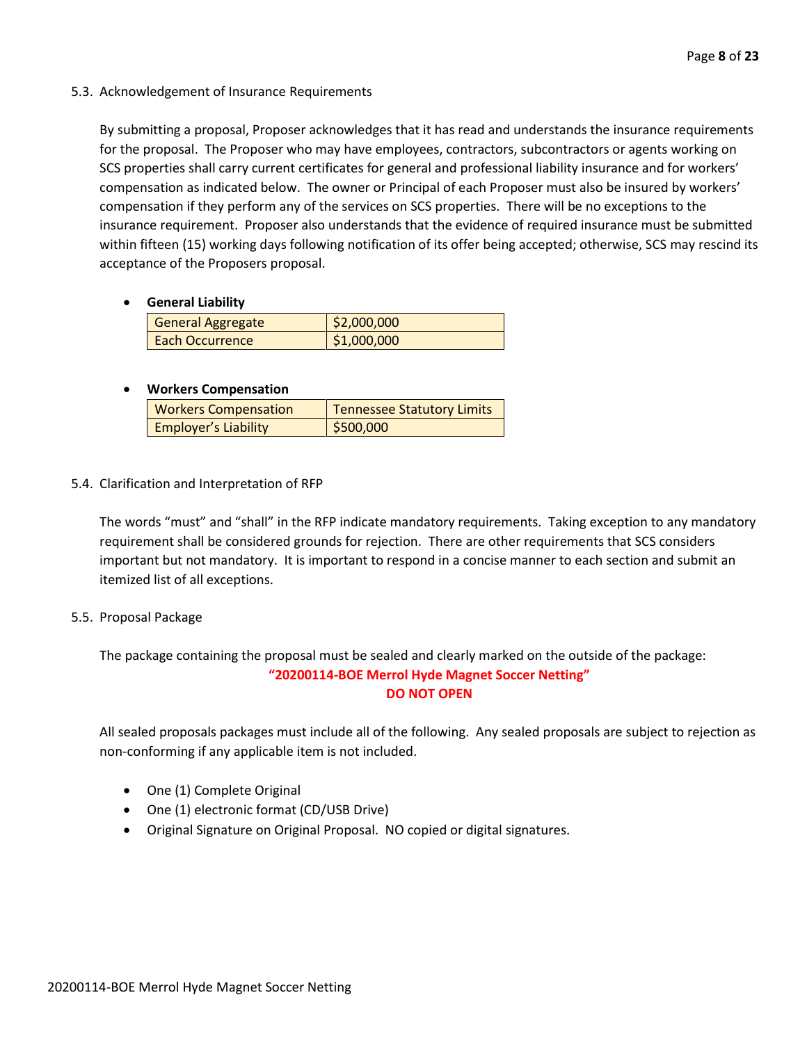### 5.3. Acknowledgement of Insurance Requirements

By submitting a proposal, Proposer acknowledges that it has read and understands the insurance requirements for the proposal. The Proposer who may have employees, contractors, subcontractors or agents working on SCS properties shall carry current certificates for general and professional liability insurance and for workers' compensation as indicated below. The owner or Principal of each Proposer must also be insured by workers' compensation if they perform any of the services on SCS properties. There will be no exceptions to the insurance requirement. Proposer also understands that the evidence of required insurance must be submitted within fifteen (15) working days following notification of its offer being accepted; otherwise, SCS may rescind its acceptance of the Proposers proposal.

- **General Liability**

| | |
|---|---|
| General Aggregate | $2,000,000 |
| Each Occurrence | $1,000,000 |

- **Workers Compensation**

| | |
|---|---|
| Workers Compensation | Tennessee Statutory Limits |
| Employer's Liability | $500,000 |

### 5.4. Clarification and Interpretation of RFP

The words "must" and "shall" in the RFP indicate mandatory requirements. Taking exception to any mandatory requirement shall be considered grounds for rejection. There are other requirements that SCS considers important but not mandatory. It is important to respond in a concise manner to each section and submit an itemized list of all exceptions.

### 5.5. Proposal Package

The package containing the proposal must be sealed and clearly marked on the outside of the package:

**"20200114-BOE Merrol Hyde Magnet Soccer Netting"**
**DO NOT OPEN**

All sealed proposals packages must include all of the following. Any sealed proposals are subject to rejection as non-conforming if any applicable item is not included.

- One (1) Complete Original
- One (1) electronic format (CD/USB Drive)
- Original Signature on Original Proposal. NO copied or digital signatures.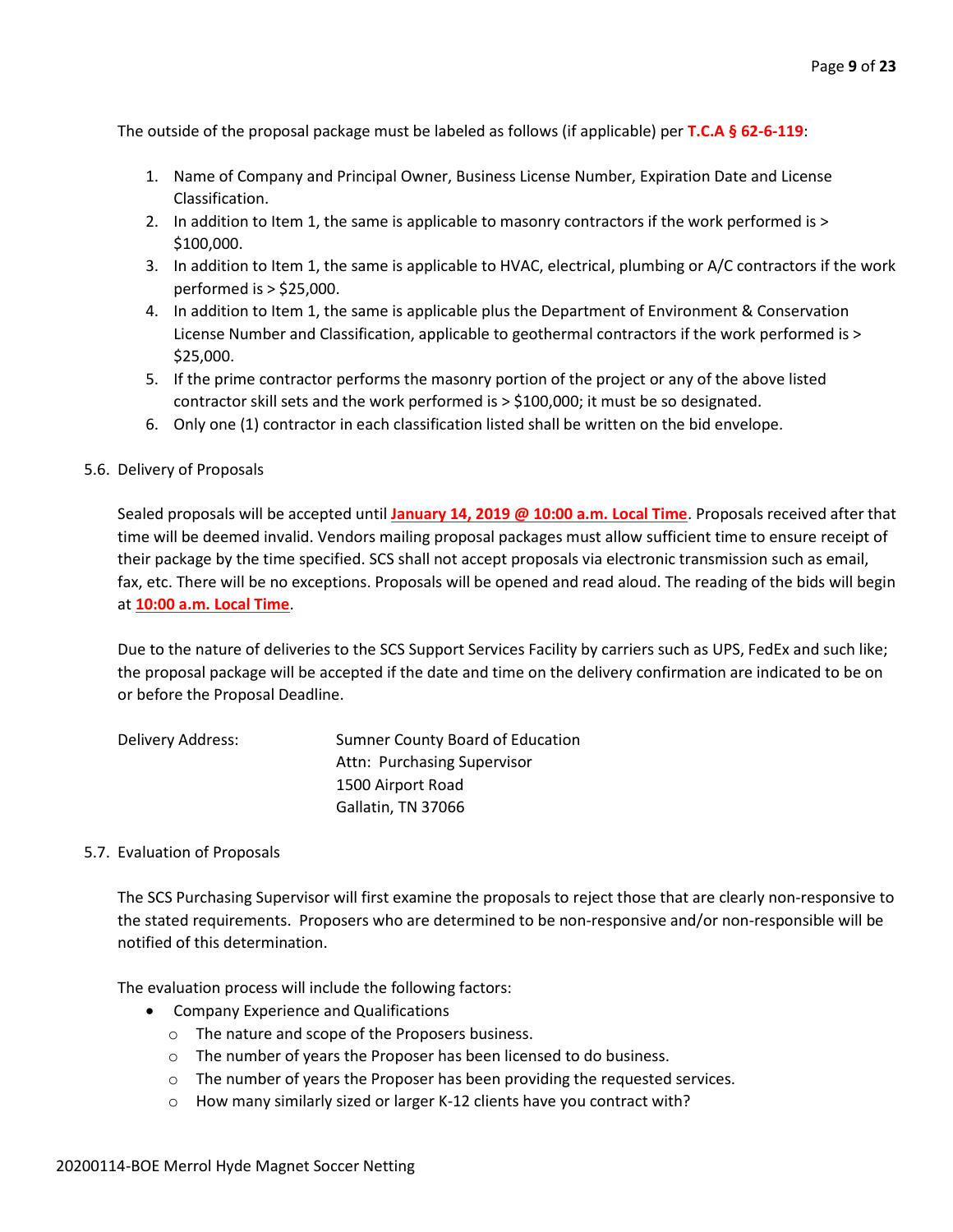The outside of the proposal package must be labeled as follows (if applicable) per **T.C.A § 62-6-119**:

1. Name of Company and Principal Owner, Business License Number, Expiration Date and License Classification.
2. In addition to Item 1, the same is applicable to masonry contractors if the work performed is > $100,000.
3. In addition to Item 1, the same is applicable to HVAC, electrical, plumbing or A/C contractors if the work performed is > $25,000.
4. In addition to Item 1, the same is applicable plus the Department of Environment & Conservation License Number and Classification, applicable to geothermal contractors if the work performed is > $25,000.
5. If the prime contractor performs the masonry portion of the project or any of the above listed contractor skill sets and the work performed is > $100,000; it must be so designated.
6. Only one (1) contractor in each classification listed shall be written on the bid envelope.

5.6. Delivery of Proposals

Sealed proposals will be accepted until **January 14, 2019 @ 10:00 a.m. Local Time**. Proposals received after that time will be deemed invalid. Vendors mailing proposal packages must allow sufficient time to ensure receipt of their package by the time specified. SCS shall not accept proposals via electronic transmission such as email, fax, etc. There will be no exceptions. Proposals will be opened and read aloud. The reading of the bids will begin at **10:00 a.m. Local Time**.

Due to the nature of deliveries to the SCS Support Services Facility by carriers such as UPS, FedEx and such like; the proposal package will be accepted if the date and time on the delivery confirmation are indicated to be on or before the Proposal Deadline.

Delivery Address: Sumner County Board of Education
Attn: Purchasing Supervisor
1500 Airport Road
Gallatin, TN 37066

5.7. Evaluation of Proposals

The SCS Purchasing Supervisor will first examine the proposals to reject those that are clearly non-responsive to the stated requirements. Proposers who are determined to be non-responsive and/or non-responsible will be notified of this determination.

The evaluation process will include the following factors:

- Company Experience and Qualifications
  - The nature and scope of the Proposers business.
  - The number of years the Proposer has been licensed to do business.
  - The number of years the Proposer has been providing the requested services.
  - How many similarly sized or larger K-12 clients have you contract with?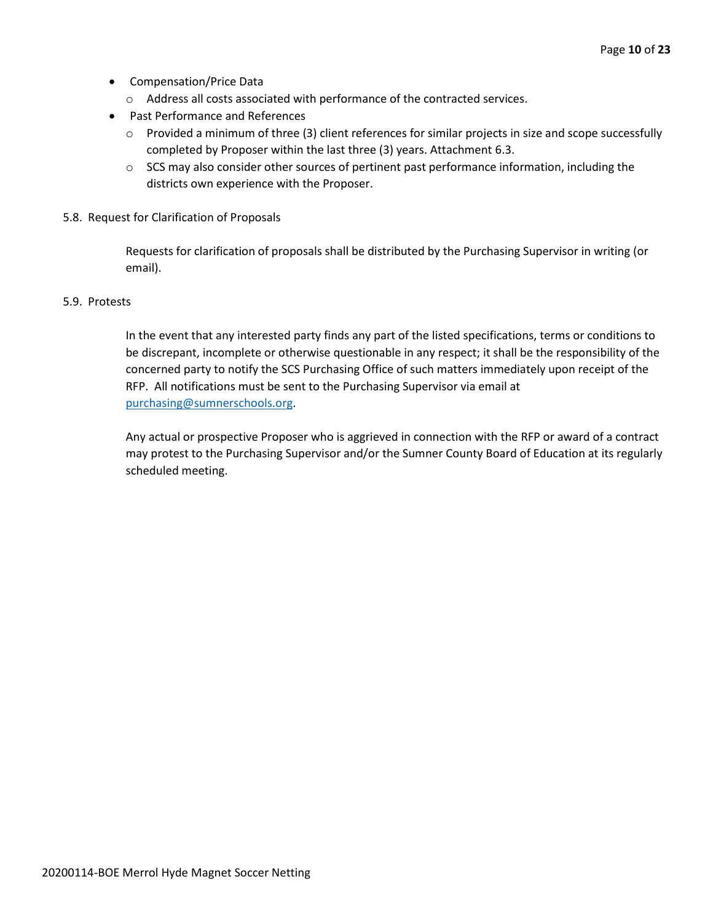- Compensation/Price Data
  - Address all costs associated with performance of the contracted services.
- Past Performance and References
  - Provided a minimum of three (3) client references for similar projects in size and scope successfully completed by Proposer within the last three (3) years. Attachment 6.3.
  - SCS may also consider other sources of pertinent past performance information, including the districts own experience with the Proposer.

5.8. Request for Clarification of Proposals

Requests for clarification of proposals shall be distributed by the Purchasing Supervisor in writing (or email).

5.9. Protests

In the event that any interested party finds any part of the listed specifications, terms or conditions to be discrepant, incomplete or otherwise questionable in any respect; it shall be the responsibility of the concerned party to notify the SCS Purchasing Office of such matters immediately upon receipt of the RFP. All notifications must be sent to the Purchasing Supervisor via email at [purchasing@sumnerschools.org](mailto:purchasing@sumnerschools.org).

Any actual or prospective Proposer who is aggrieved in connection with the RFP or award of a contract may protest to the Purchasing Supervisor and/or the Sumner County Board of Education at its regularly scheduled meeting.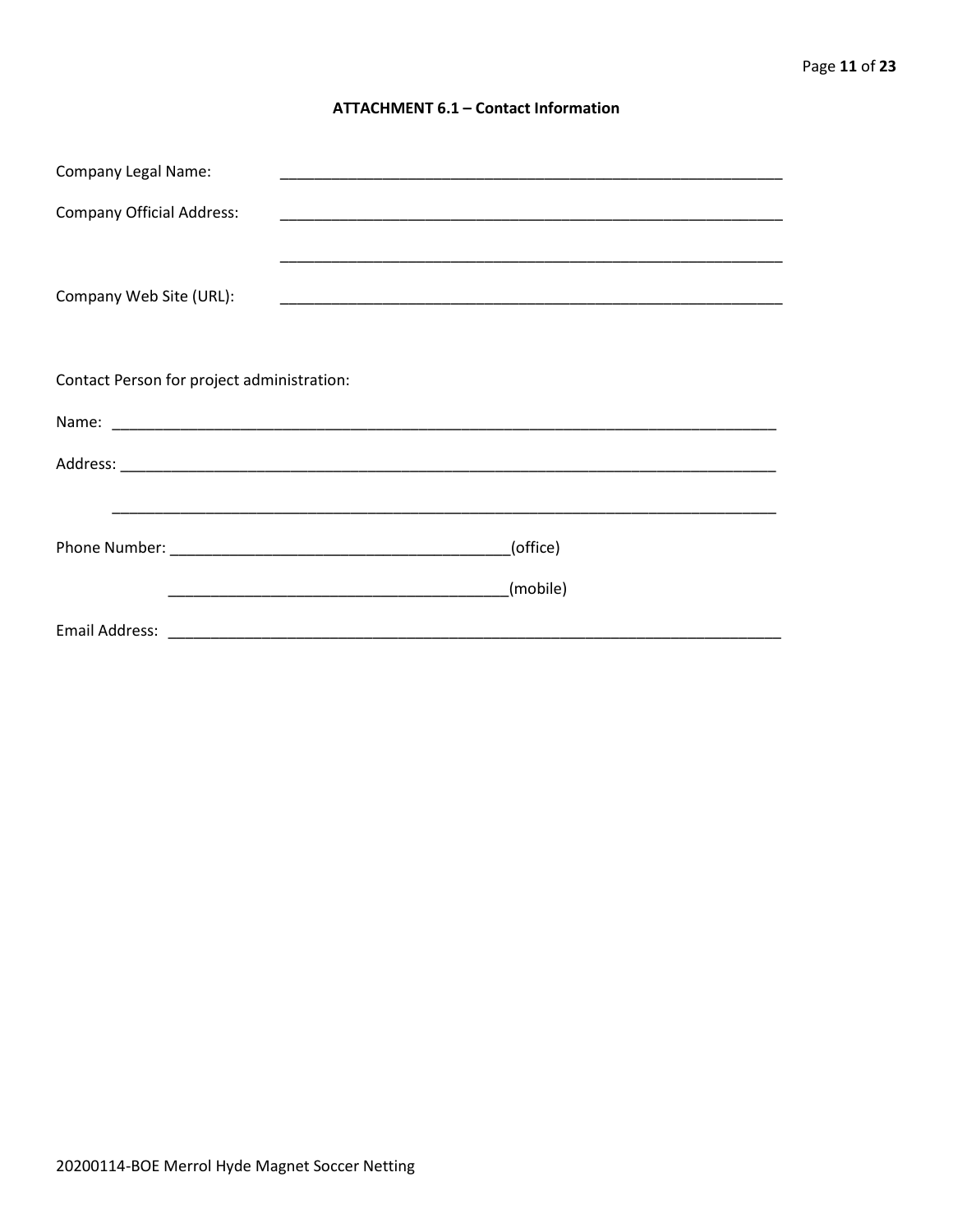### ATTACHMENT 6.1 – Contact Information

Company Legal Name: ____________________________________________________________

Company Official Address: ____________________________________________________________

____________________________________________________________

Company Web Site (URL): ____________________________________________________________

Contact Person for project administration:

Name: ________________________________________________________________________________

Address: ______________________________________________________________________________

______________________________________________________________________________

Phone Number: ________________________________________(office)

________________________________________(mobile)

Email Address: ___________________________________________________________________________

20200114-BOE Merrol Hyde Magnet Soccer Netting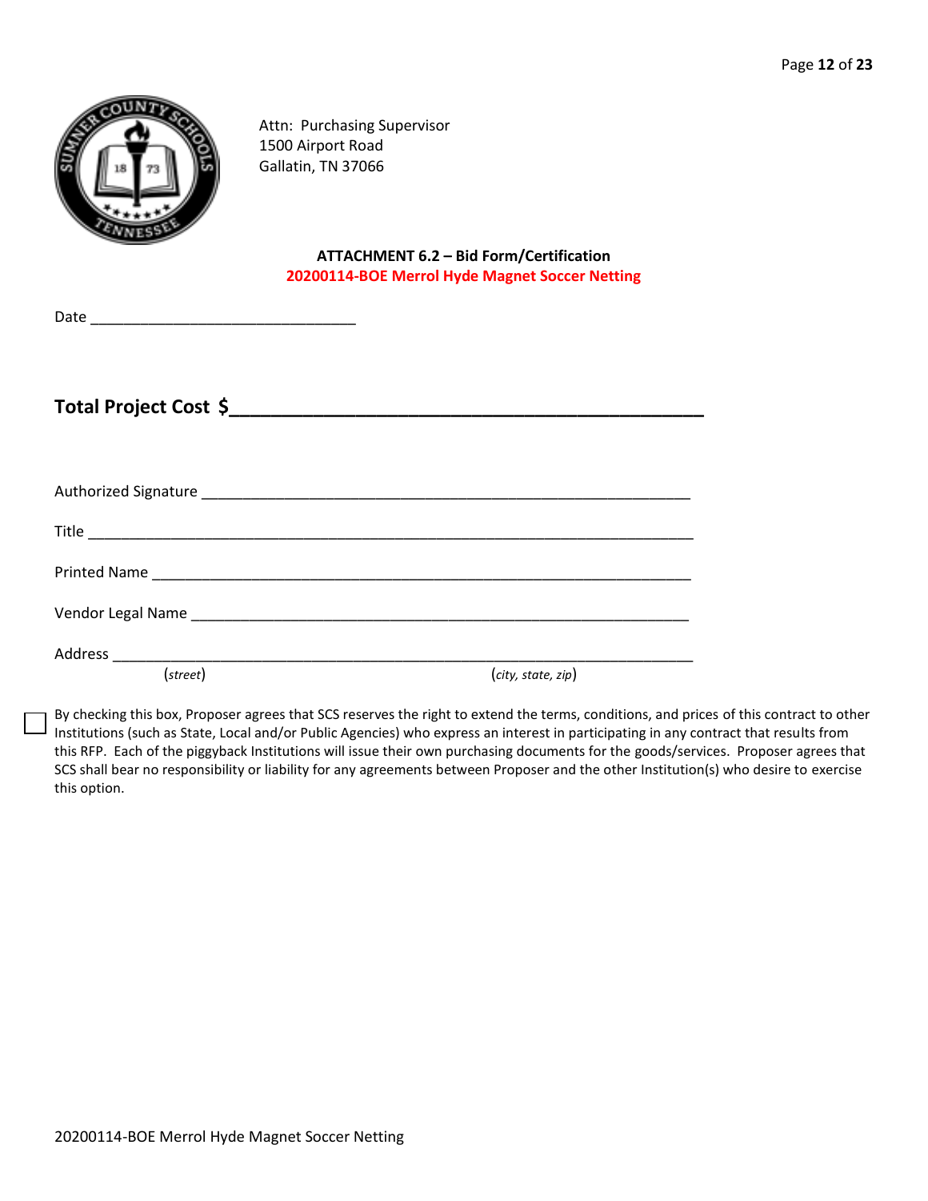Attn: Purchasing Supervisor
1500 Airport Road
Gallatin, TN 37066

**ATTACHMENT 6.2 – Bid Form/Certification**
**20200114-BOE Merrol Hyde Magnet Soccer Netting**

Date ______________________________

**Total Project Cost $__________________________________________**

Authorized Signature ________________________________________________________

Title ______________________________________________________________________

Printed Name ______________________________________________________________

Vendor Legal Name __________________________________________________________

Address ___________________________________________________________________
(*street*) (*city, state, zip*)

☐ By checking this box, Proposer agrees that SCS reserves the right to extend the terms, conditions, and prices of this contract to other Institutions (such as State, Local and/or Public Agencies) who express an interest in participating in any contract that results from this RFP. Each of the piggyback Institutions will issue their own purchasing documents for the goods/services. Proposer agrees that SCS shall bear no responsibility or liability for any agreements between Proposer and the other Institution(s) who desire to exercise this option.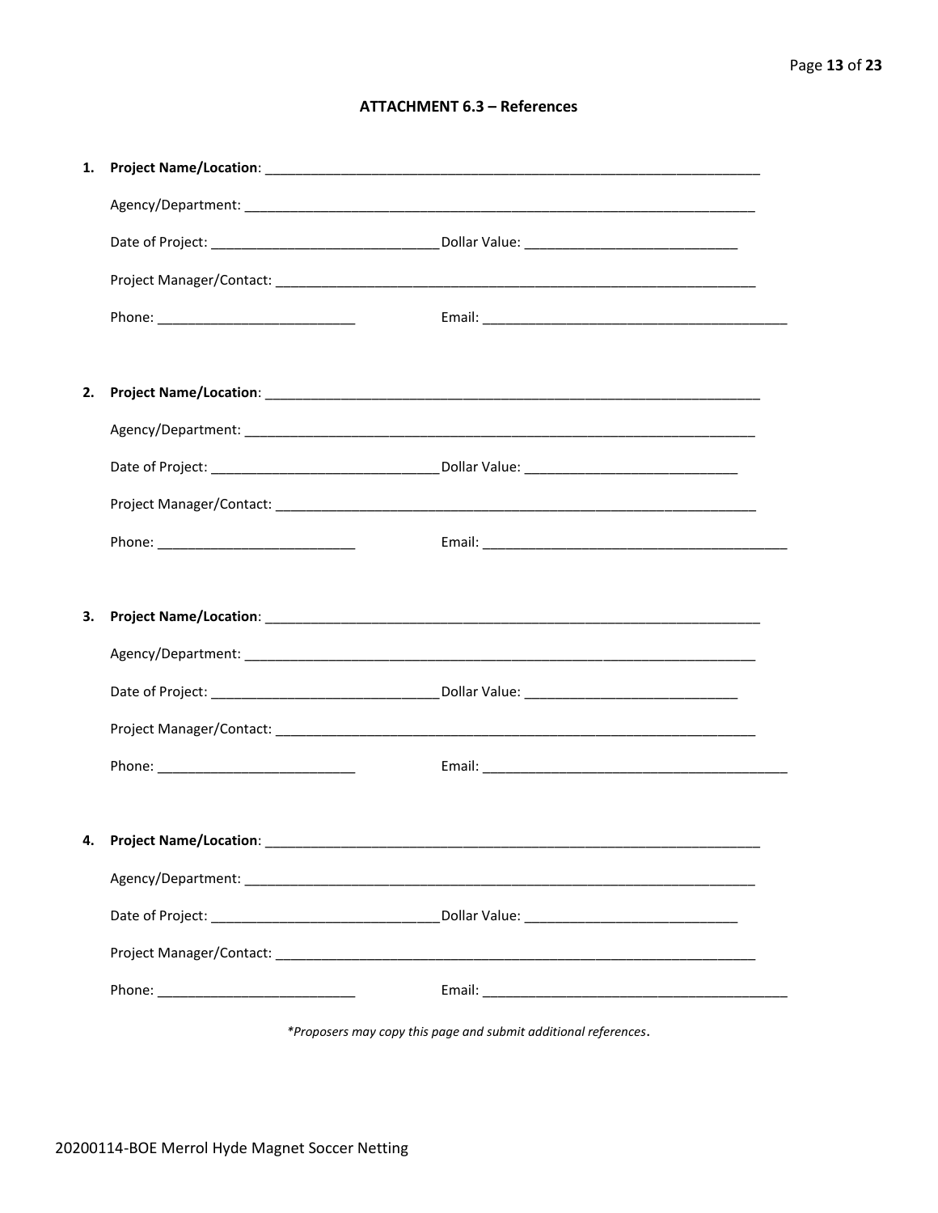## ATTACHMENT 6.3 – References

1. **Project Name/Location**: ______________________________________________________________________

   Agency/Department: ______________________________________________________________________

   Date of Project: ______________________________ Dollar Value: ____________________________

   Project Manager/Contact: __________________________________________________________________

   Phone: __________________________ Email: ________________________________________

2. **Project Name/Location**: ______________________________________________________________________

   Agency/Department: ______________________________________________________________________

   Date of Project: ______________________________ Dollar Value: ____________________________

   Project Manager/Contact: __________________________________________________________________

   Phone: __________________________ Email: ________________________________________

3. **Project Name/Location**: ______________________________________________________________________

   Agency/Department: ______________________________________________________________________

   Date of Project: ______________________________ Dollar Value: ____________________________

   Project Manager/Contact: __________________________________________________________________

   Phone: __________________________ Email: ________________________________________

4. **Project Name/Location**: ______________________________________________________________________

   Agency/Department: ______________________________________________________________________

   Date of Project: ______________________________ Dollar Value: ____________________________

   Project Manager/Contact: __________________________________________________________________

   Phone: __________________________ Email: ________________________________________

*\*Proposers may copy this page and submit additional references.*

20200114-BOE Merrol Hyde Magnet Soccer Netting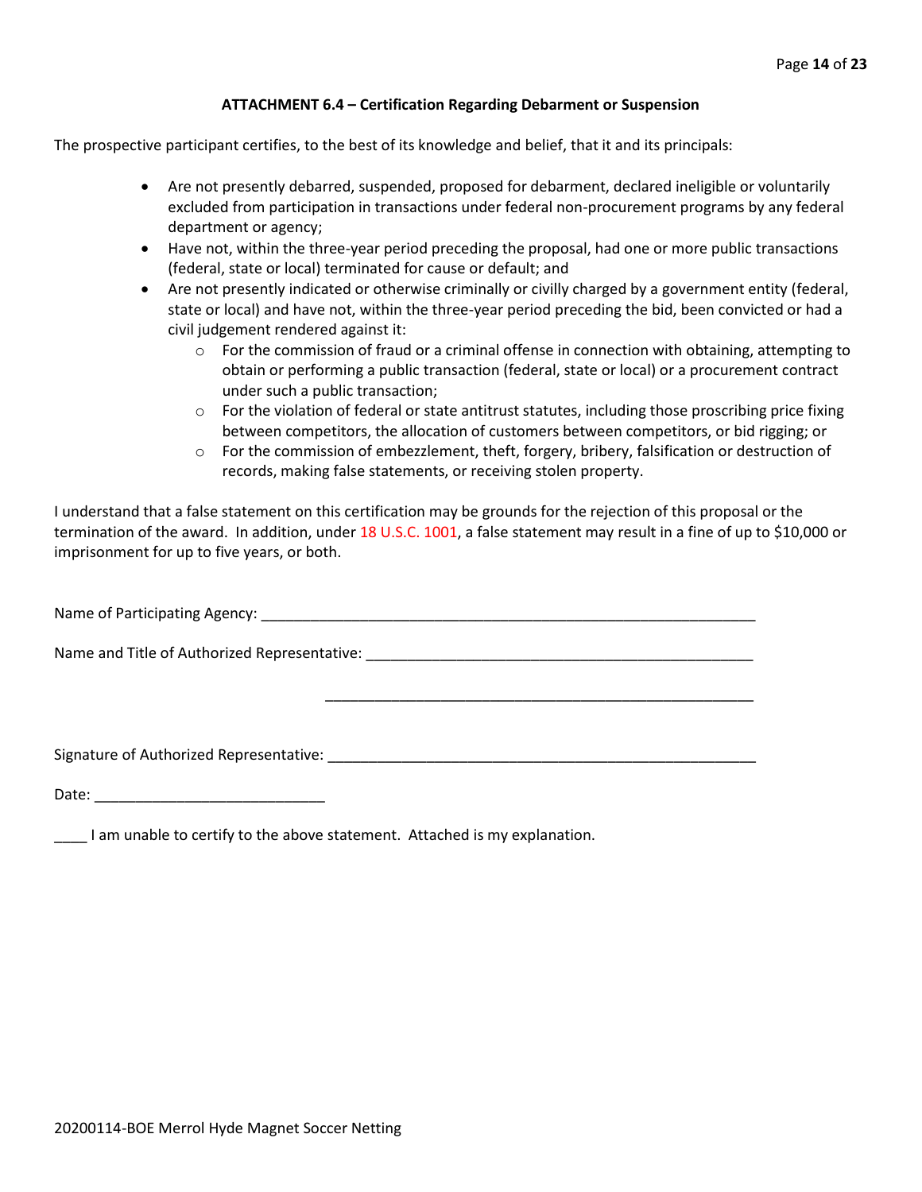### ATTACHMENT 6.4 – Certification Regarding Debarment or Suspension

The prospective participant certifies, to the best of its knowledge and belief, that it and its principals:

- Are not presently debarred, suspended, proposed for debarment, declared ineligible or voluntarily excluded from participation in transactions under federal non-procurement programs by any federal department or agency;
- Have not, within the three-year period preceding the proposal, had one or more public transactions (federal, state or local) terminated for cause or default; and
- Are not presently indicated or otherwise criminally or civilly charged by a government entity (federal, state or local) and have not, within the three-year period preceding the bid, been convicted or had a civil judgement rendered against it:
    - For the commission of fraud or a criminal offense in connection with obtaining, attempting to obtain or performing a public transaction (federal, state or local) or a procurement contract under such a public transaction;
    - For the violation of federal or state antitrust statutes, including those proscribing price fixing between competitors, the allocation of customers between competitors, or bid rigging; or
    - For the commission of embezzlement, theft, forgery, bribery, falsification or destruction of records, making false statements, or receiving stolen property.

I understand that a false statement on this certification may be grounds for the rejection of this proposal or the termination of the award. In addition, under 18 U.S.C. 1001, a false statement may result in a fine of up to $10,000 or imprisonment for up to five years, or both.

Name of Participating Agency: ______________________________________________________________

Name and Title of Authorized Representative: _____________________________________________

_____________________________________________

Signature of Authorized Representative: ________________________________________________

Date: ____________________________

____ I am unable to certify to the above statement. Attached is my explanation.

20200114-BOE Merrol Hyde Magnet Soccer Netting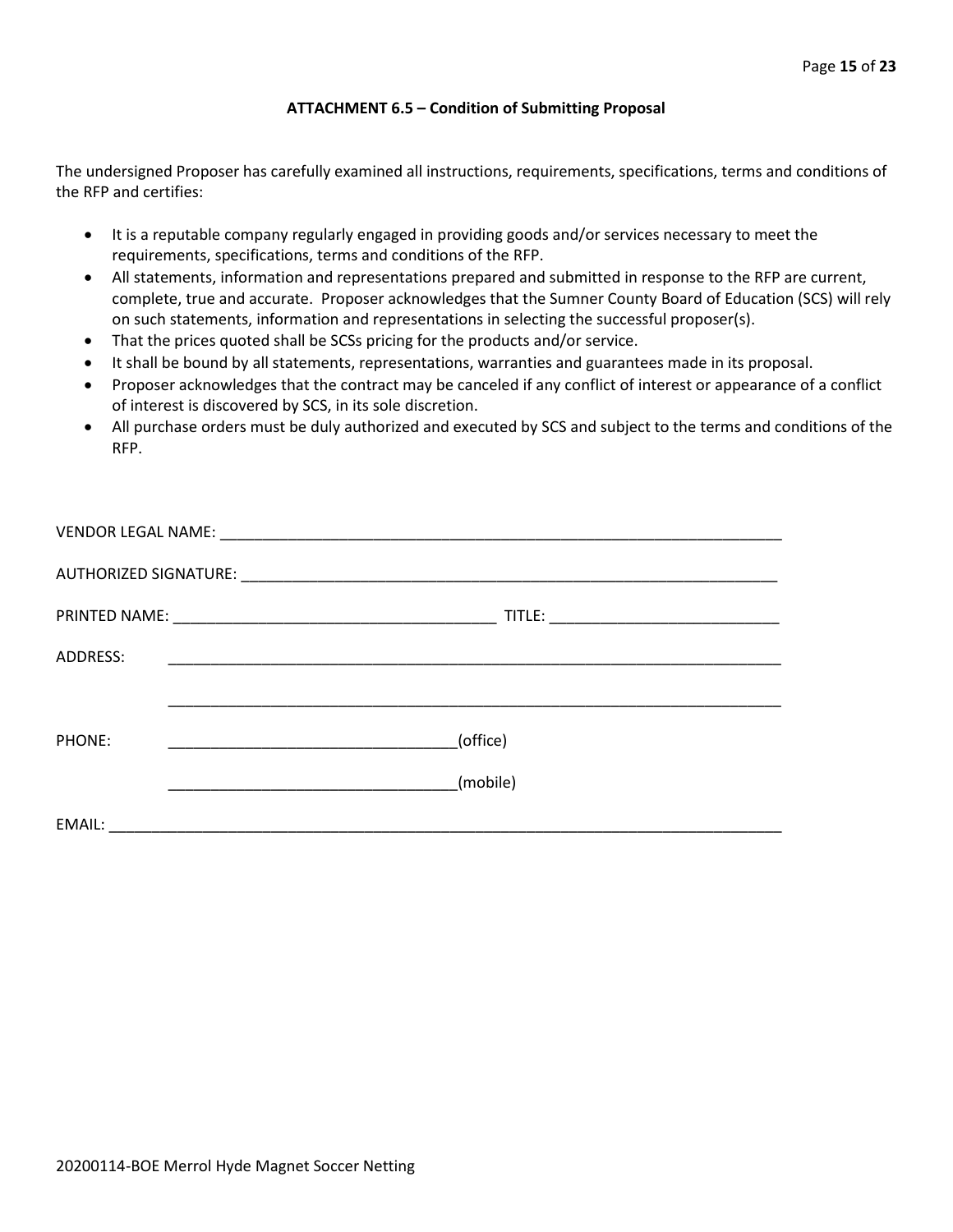### ATTACHMENT 6.5 – Condition of Submitting Proposal

The undersigned Proposer has carefully examined all instructions, requirements, specifications, terms and conditions of the RFP and certifies:

- It is a reputable company regularly engaged in providing goods and/or services necessary to meet the requirements, specifications, terms and conditions of the RFP.
- All statements, information and representations prepared and submitted in response to the RFP are current, complete, true and accurate. Proposer acknowledges that the Sumner County Board of Education (SCS) will rely on such statements, information and representations in selecting the successful proposer(s).
- That the prices quoted shall be SCSs pricing for the products and/or service.
- It shall be bound by all statements, representations, warranties and guarantees made in its proposal.
- Proposer acknowledges that the contract may be canceled if any conflict of interest or appearance of a conflict of interest is discovered by SCS, in its sole discretion.
- All purchase orders must be duly authorized and executed by SCS and subject to the terms and conditions of the RFP.

VENDOR LEGAL NAME: ______________________________________________________________________

AUTHORIZED SIGNATURE: __________________________________________________________________

PRINTED NAME: ______________________________________ TITLE: ___________________________

ADDRESS: ___________________________________________________________________________

___________________________________________________________________________

PHONE: __________________________________(office)

__________________________________(mobile)

EMAIL: _______________________________________________________________________________

20200114-BOE Merrol Hyde Magnet Soccer Netting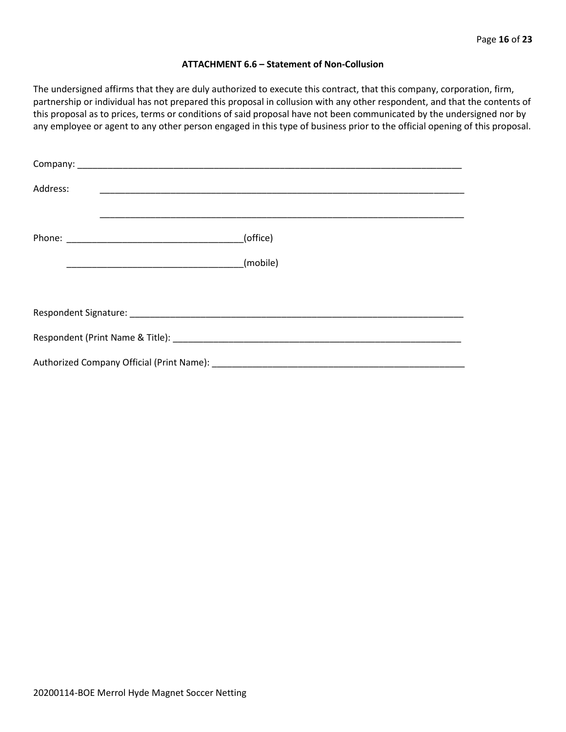### ATTACHMENT 6.6 – Statement of Non-Collusion

The undersigned affirms that they are duly authorized to execute this contract, that this company, corporation, firm, partnership or individual has not prepared this proposal in collusion with any other respondent, and that the contents of this proposal as to prices, terms or conditions of said proposal have not been communicated by the undersigned nor by any employee or agent to any other person engaged in this type of business prior to the official opening of this proposal.

Company: ______________________________________________________________________________

Address: ______________________________________________________________________________

______________________________________________________________________________

Phone: ___________________________________(office)

___________________________________(mobile)

Respondent Signature: ____________________________________________________________________

Respondent (Print Name & Title): ___________________________________________________________

Authorized Company Official (Print Name): ____________________________________________________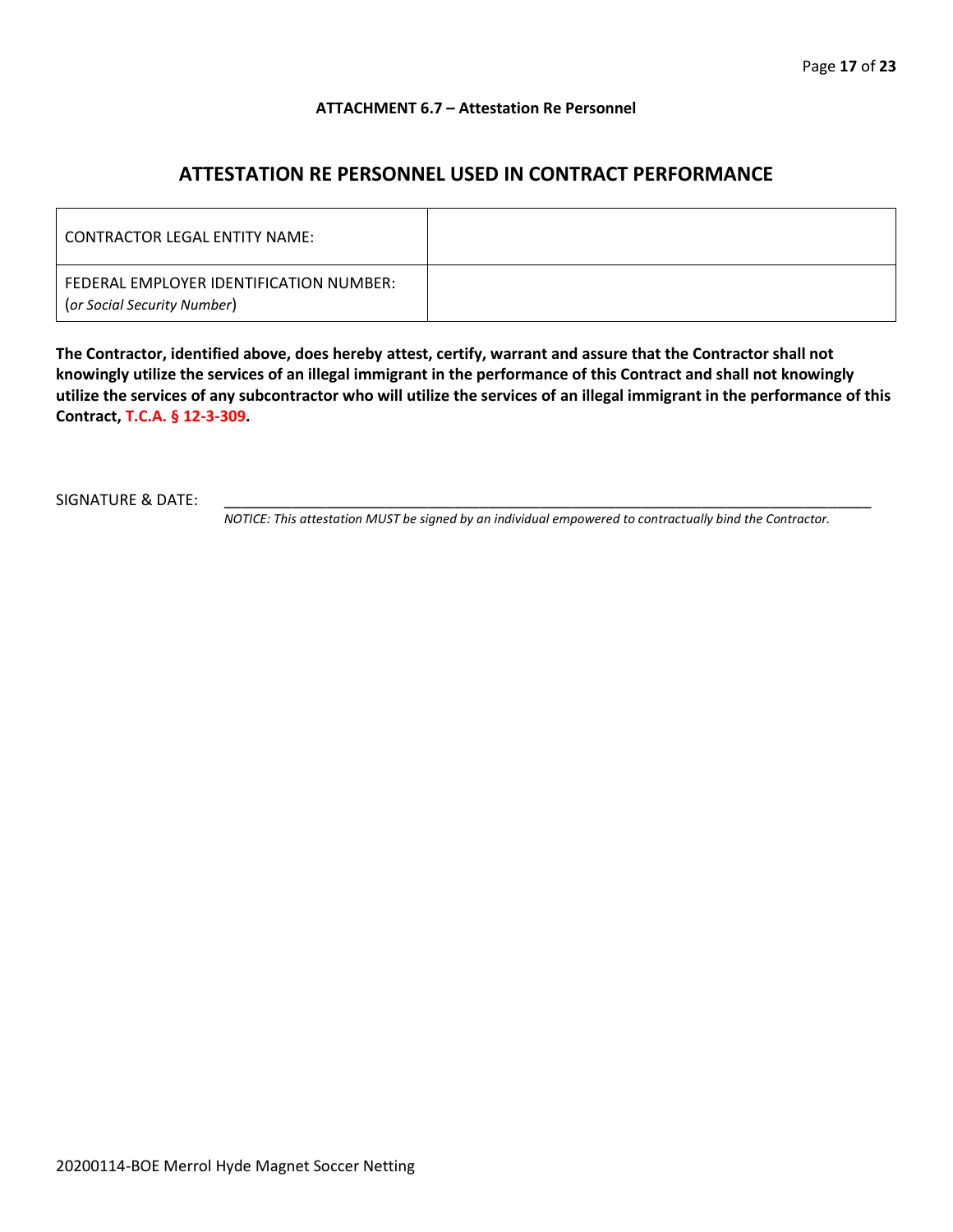**ATTACHMENT 6.7 – Attestation Re Personnel**

## ATTESTATION RE PERSONNEL USED IN CONTRACT PERFORMANCE

| CONTRACTOR LEGAL ENTITY NAME: | |
|---|---|
| FEDERAL EMPLOYER IDENTIFICATION NUMBER: (*or Social Security Number*) | |

**The Contractor, identified above, does hereby attest, certify, warrant and assure that the Contractor shall not knowingly utilize the services of an illegal immigrant in the performance of this Contract and shall not knowingly utilize the services of any subcontractor who will utilize the services of an illegal immigrant in the performance of this Contract, T.C.A. § 12-3-309.**

SIGNATURE & DATE: ______________________________________________________________________________

*NOTICE: This attestation MUST be signed by an individual empowered to contractually bind the Contractor.*

20200114-BOE Merrol Hyde Magnet Soccer Netting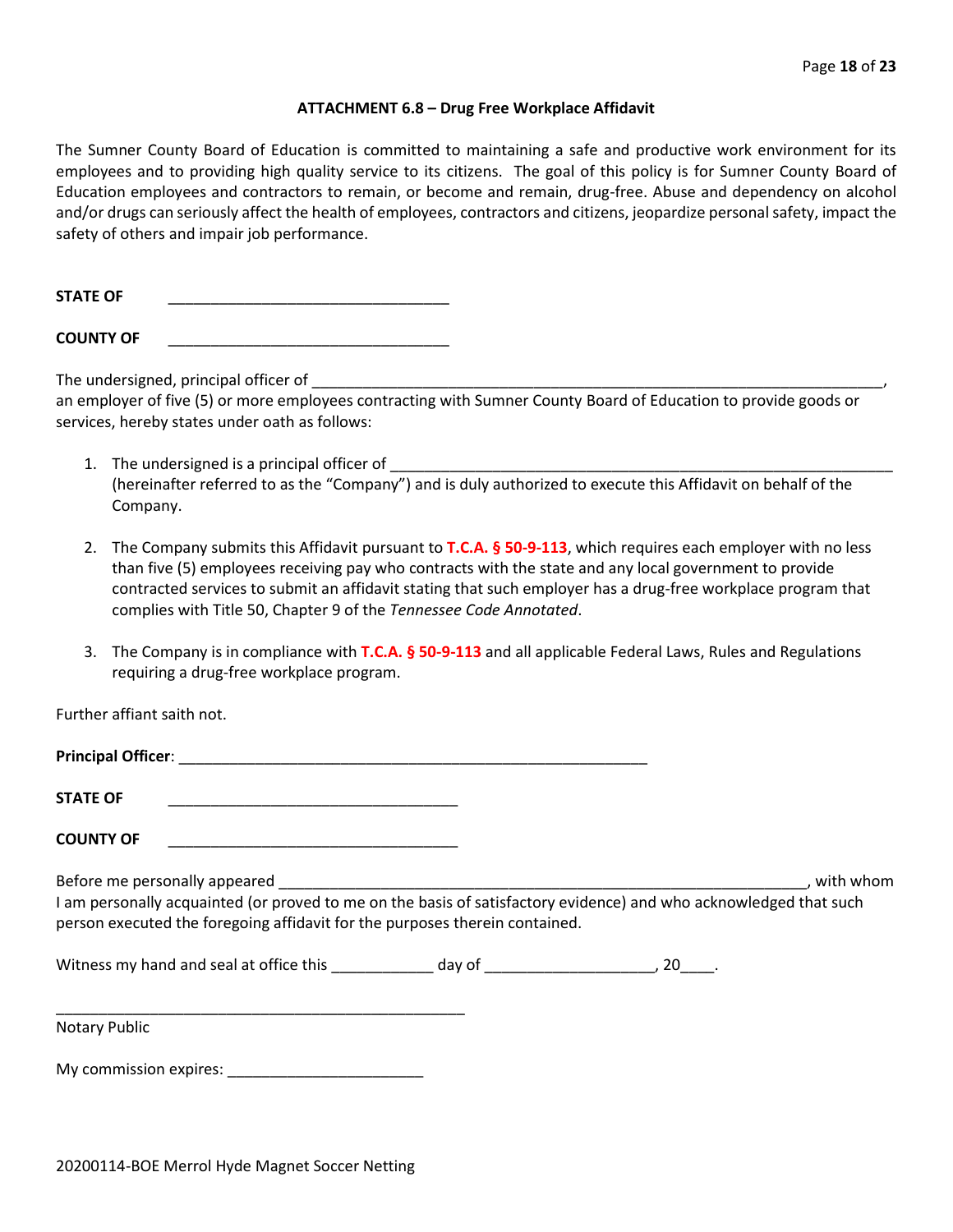### ATTACHMENT 6.8 – Drug Free Workplace Affidavit

The Sumner County Board of Education is committed to maintaining a safe and productive work environment for its employees and to providing high quality service to its citizens. The goal of this policy is for Sumner County Board of Education employees and contractors to remain, or become and remain, drug-free. Abuse and dependency on alcohol and/or drugs can seriously affect the health of employees, contractors and citizens, jeopardize personal safety, impact the safety of others and impair job performance.

**STATE OF** ________________________________

**COUNTY OF** ________________________________

The undersigned, principal officer of ________________________________________________________________, an employer of five (5) or more employees contracting with Sumner County Board of Education to provide goods or services, hereby states under oath as follows:

1. The undersigned is a principal officer of ________________________________________________________ (hereinafter referred to as the "Company") and is duly authorized to execute this Affidavit on behalf of the Company.

2. The Company submits this Affidavit pursuant to **T.C.A. § 50-9-113**, which requires each employer with no less than five (5) employees receiving pay who contracts with the state and any local government to provide contracted services to submit an affidavit stating that such employer has a drug-free workplace program that complies with Title 50, Chapter 9 of the *Tennessee Code Annotated*.

3. The Company is in compliance with **T.C.A. § 50-9-113** and all applicable Federal Laws, Rules and Regulations requiring a drug-free workplace program.

Further affiant saith not.

**Principal Officer**: ______________________________________________________

**STATE OF** _________________________________

**COUNTY OF** _________________________________

Before me personally appeared ____________________________________________________________, with whom I am personally acquainted (or proved to me on the basis of satisfactory evidence) and who acknowledged that such person executed the foregoing affidavit for the purposes therein contained.

Witness my hand and seal at office this ___________ day of ___________________, 20____.

_______________________________________________

Notary Public

My commission expires: ______________________

20200114-BOE Merrol Hyde Magnet Soccer Netting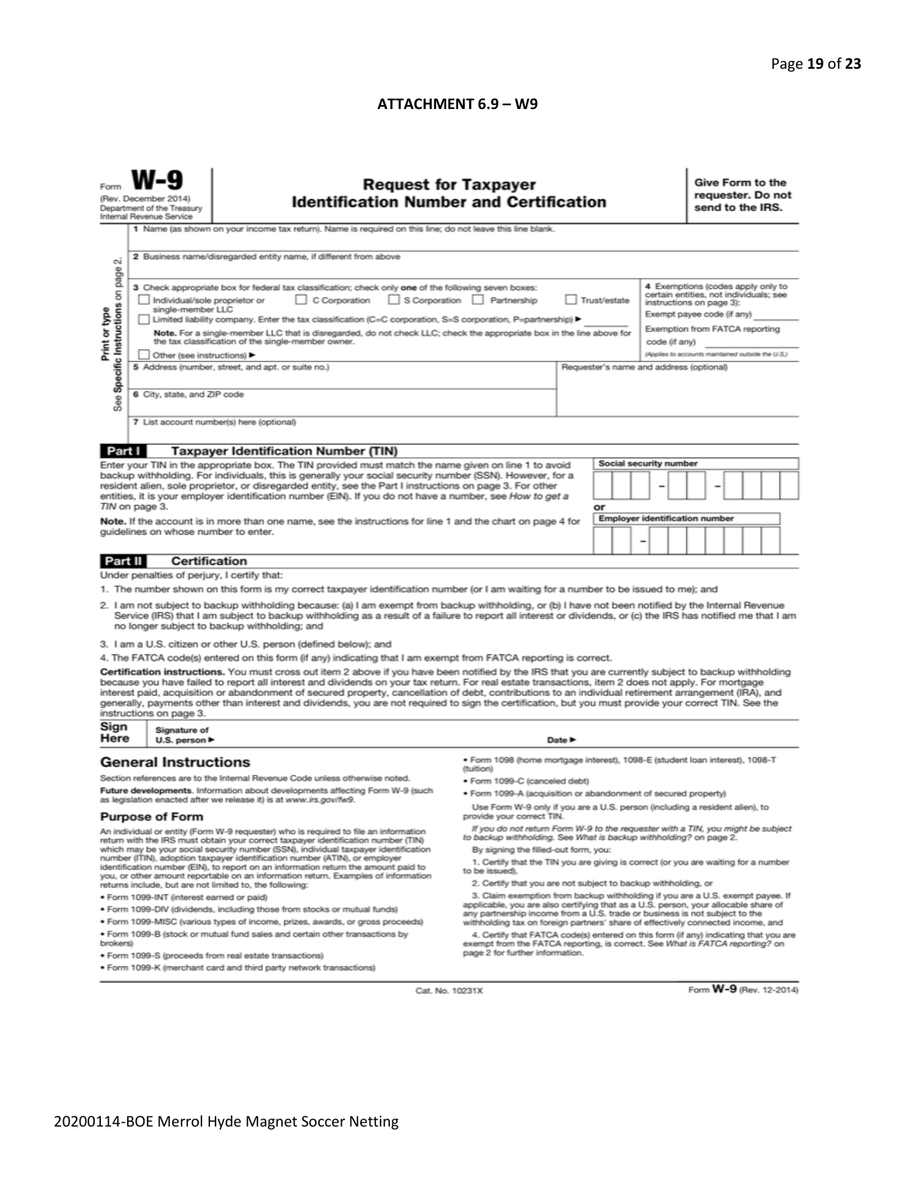## ATTACHMENT 6.9 – W9

Form **W-9**
(Rev. December 2014)
Department of the Treasury
Internal Revenue Service

# Request for Taxpayer Identification Number and Certification

**Give Form to the requester. Do not send to the IRS.**

Print or type
See Specific Instructions on page 2.

1 Name (as shown on your income tax return). Name is required on this line; do not leave this line blank.

2 Business name/disregarded entity name, if different from above

3 Check appropriate box for federal tax classification; check only **one** of the following seven boxes:
☐ Individual/sole proprietor or single-member LLC ☐ C Corporation ☐ S Corporation ☐ Partnership ☐ Trust/estate
☐ Limited liability company. Enter the tax classification (C=C corporation, S=S corporation, P=partnership) ► ________
**Note.** For a single-member LLC that is disregarded, do not check LLC; check the appropriate box in the line above for the tax classification of the single-member owner.
☐ Other (see instructions) ►

4 Exemptions (codes apply only to certain entities, not individuals; see instructions on page 3):
Exempt payee code (if any) ________
Exemption from FATCA reporting code (if any) ________
(Applies to accounts maintained outside the U.S.)

5 Address (number, street, and apt. or suite no.)

Requester's name and address (optional)

6 City, state, and ZIP code

7 List account number(s) here (optional)

## Part I Taxpayer Identification Number (TIN)

Enter your TIN in the appropriate box. The TIN provided must match the name given on line 1 to avoid backup withholding. For individuals, this is generally your social security number (SSN). However, for a resident alien, sole proprietor, or disregarded entity, see the Part I instructions on page 3. For other entities, it is your employer identification number (EIN). If you do not have a number, see *How to get a TIN* on page 3.

**Note.** If the account is in more than one name, see the instructions for line 1 and the chart on page 4 for guidelines on whose number to enter.

Social security number
☐☐☐ – ☐☐ – ☐☐☐☐

or

Employer identification number
☐☐ – ☐☐☐☐☐☐☐

## Part II Certification

Under penalties of perjury, I certify that:

1. The number shown on this form is my correct taxpayer identification number (or I am waiting for a number to be issued to me); and
2. I am not subject to backup withholding because: (a) I am exempt from backup withholding, or (b) I have not been notified by the Internal Revenue Service (IRS) that I am subject to backup withholding as a result of a failure to report all interest or dividends, or (c) the IRS has notified me that I am no longer subject to backup withholding; and
3. I am a U.S. citizen or other U.S. person (defined below); and
4. The FATCA code(s) entered on this form (if any) indicating that I am exempt from FATCA reporting is correct.

**Certification instructions.** You must cross out item 2 above if you have been notified by the IRS that you are currently subject to backup withholding because you have failed to report all interest and dividends on your tax return. For real estate transactions, item 2 does not apply. For mortgage interest paid, acquisition or abandonment of secured property, cancellation of debt, contributions to an individual retirement arrangement (IRA), and generally, payments other than interest and dividends, you are not required to sign the certification, but you must provide your correct TIN. See the instructions on page 3.

**Sign Here** Signature of U.S. person ► Date ►

## General Instructions

Section references are to the Internal Revenue Code unless otherwise noted.

**Future developments.** Information about developments affecting Form W-9 (such as legislation enacted after we release it) is at *www.irs.gov/fw9*.

### Purpose of Form

An individual or entity (Form W-9 requester) who is required to file an information return with the IRS must obtain your correct taxpayer identification number (TIN) which may be your social security number (SSN), individual taxpayer identification number (ITIN), adoption taxpayer identification number (ATIN), or employer identification number (EIN), to report on an information return the amount paid to you, or other amount reportable on an information return. Examples of information returns include, but are not limited to, the following:

- Form 1099-INT (interest earned or paid)
- Form 1099-DIV (dividends, including those from stocks or mutual funds)
- Form 1099-MISC (various types of income, prizes, awards, or gross proceeds)
- Form 1099-B (stock or mutual fund sales and certain other transactions by brokers)
- Form 1099-S (proceeds from real estate transactions)
- Form 1099-K (merchant card and third party network transactions)
- Form 1098 (home mortgage interest), 1098-E (student loan interest), 1098-T (tuition)
- Form 1099-C (canceled debt)
- Form 1099-A (acquisition or abandonment of secured property)

Use Form W-9 only if you are a U.S. person (including a resident alien), to provide your correct TIN.

*If you do not return Form W-9 to the requester with a TIN, you might be subject to backup withholding. See What is backup withholding? on page 2.*

By signing the filled-out form, you:

1. Certify that the TIN you are giving is correct (or you are waiting for a number to be issued),
2. Certify that you are not subject to backup withholding, or
3. Claim exemption from backup withholding if you are a U.S. exempt payee. If applicable, you are also certifying that as a U.S. person, your allocable share of any partnership income from a U.S. trade or business is not subject to the withholding tax on foreign partners' share of effectively connected income, and
4. Certify that FATCA code(s) entered on this form (if any) indicating that you are exempt from the FATCA reporting, is correct. See *What is FATCA reporting?* on page 2 for further information.

Cat. No. 10231X Form **W-9** (Rev. 12-2014)

20200114-BOE Merrol Hyde Magnet Soccer Netting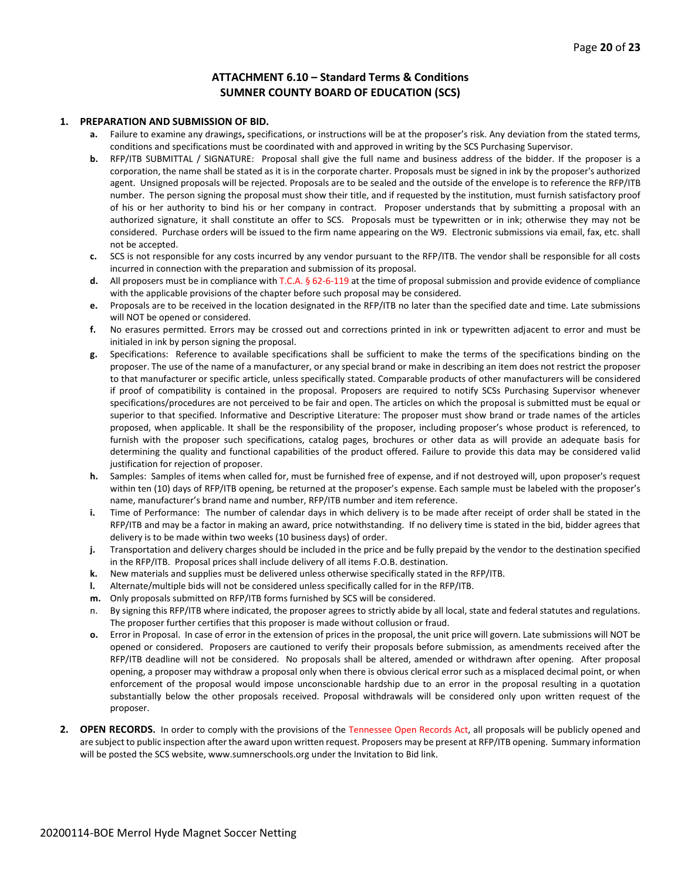# ATTACHMENT 6.10 – Standard Terms & Conditions
# SUMNER COUNTY BOARD OF EDUCATION (SCS)

1. **PREPARATION AND SUBMISSION OF BID.**
   - **a.** Failure to examine any drawings**,** specifications, or instructions will be at the proposer's risk. Any deviation from the stated terms, conditions and specifications must be coordinated with and approved in writing by the SCS Purchasing Supervisor.
   - **b.** RFP/ITB SUBMITTAL / SIGNATURE: Proposal shall give the full name and business address of the bidder. If the proposer is a corporation, the name shall be stated as it is in the corporate charter. Proposals must be signed in ink by the proposer's authorized agent. Unsigned proposals will be rejected. Proposals are to be sealed and the outside of the envelope is to reference the RFP/ITB number. The person signing the proposal must show their title, and if requested by the institution, must furnish satisfactory proof of his or her authority to bind his or her company in contract. Proposer understands that by submitting a proposal with an authorized signature, it shall constitute an offer to SCS. Proposals must be typewritten or in ink; otherwise they may not be considered. Purchase orders will be issued to the firm name appearing on the W9. Electronic submissions via email, fax, etc. shall not be accepted.
   - **c.** SCS is not responsible for any costs incurred by any vendor pursuant to the RFP/ITB. The vendor shall be responsible for all costs incurred in connection with the preparation and submission of its proposal.
   - **d.** All proposers must be in compliance with T.C.A. § 62-6-119 at the time of proposal submission and provide evidence of compliance with the applicable provisions of the chapter before such proposal may be considered.
   - **e.** Proposals are to be received in the location designated in the RFP/ITB no later than the specified date and time. Late submissions will NOT be opened or considered.
   - **f.** No erasures permitted. Errors may be crossed out and corrections printed in ink or typewritten adjacent to error and must be initialed in ink by person signing the proposal.
   - **g.** Specifications: Reference to available specifications shall be sufficient to make the terms of the specifications binding on the proposer. The use of the name of a manufacturer, or any special brand or make in describing an item does not restrict the proposer to that manufacturer or specific article, unless specifically stated. Comparable products of other manufacturers will be considered if proof of compatibility is contained in the proposal. Proposers are required to notify SCSs Purchasing Supervisor whenever specifications/procedures are not perceived to be fair and open. The articles on which the proposal is submitted must be equal or superior to that specified. Informative and Descriptive Literature: The proposer must show brand or trade names of the articles proposed, when applicable. It shall be the responsibility of the proposer, including proposer's whose product is referenced, to furnish with the proposer such specifications, catalog pages, brochures or other data as will provide an adequate basis for determining the quality and functional capabilities of the product offered. Failure to provide this data may be considered valid justification for rejection of proposer.
   - **h.** Samples: Samples of items when called for, must be furnished free of expense, and if not destroyed will, upon proposer's request within ten (10) days of RFP/ITB opening, be returned at the proposer's expense. Each sample must be labeled with the proposer's name, manufacturer's brand name and number, RFP/ITB number and item reference.
   - **i.** Time of Performance: The number of calendar days in which delivery is to be made after receipt of order shall be stated in the RFP/ITB and may be a factor in making an award, price notwithstanding. If no delivery time is stated in the bid, bidder agrees that delivery is to be made within two weeks (10 business days) of order.
   - **j.** Transportation and delivery charges should be included in the price and be fully prepaid by the vendor to the destination specified in the RFP/ITB. Proposal prices shall include delivery of all items F.O.B. destination.
   - **k.** New materials and supplies must be delivered unless otherwise specifically stated in the RFP/ITB.
   - **l.** Alternate/multiple bids will not be considered unless specifically called for in the RFP/ITB.
   - **m.** Only proposals submitted on RFP/ITB forms furnished by SCS will be considered.
   - n. By signing this RFP/ITB where indicated, the proposer agrees to strictly abide by all local, state and federal statutes and regulations. The proposer further certifies that this proposer is made without collusion or fraud.
   - **o.** Error in Proposal. In case of error in the extension of prices in the proposal, the unit price will govern. Late submissions will NOT be opened or considered. Proposers are cautioned to verify their proposals before submission, as amendments received after the RFP/ITB deadline will not be considered. No proposals shall be altered, amended or withdrawn after opening. After proposal opening, a proposer may withdraw a proposal only when there is obvious clerical error such as a misplaced decimal point, or when enforcement of the proposal would impose unconscionable hardship due to an error in the proposal resulting in a quotation substantially below the other proposals received. Proposal withdrawals will be considered only upon written request of the proposer.

2. **OPEN RECORDS.** In order to comply with the provisions of the Tennessee Open Records Act, all proposals will be publicly opened and are subject to public inspection after the award upon written request. Proposers may be present at RFP/ITB opening. Summary information will be posted the SCS website, www.sumnerschools.org under the Invitation to Bid link.

20200114-BOE Merrol Hyde Magnet Soccer Netting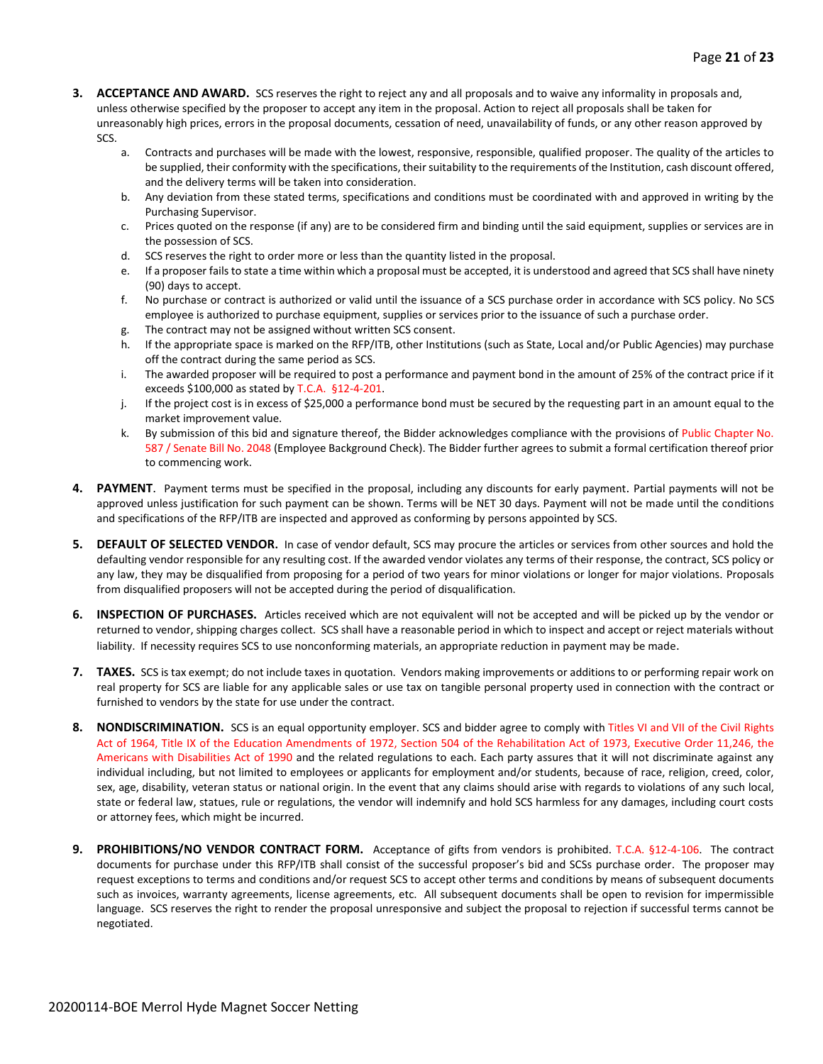3. **ACCEPTANCE AND AWARD.** SCS reserves the right to reject any and all proposals and to waive any informality in proposals and, unless otherwise specified by the proposer to accept any item in the proposal. Action to reject all proposals shall be taken for unreasonably high prices, errors in the proposal documents, cessation of need, unavailability of funds, or any other reason approved by SCS.
   a. Contracts and purchases will be made with the lowest, responsive, responsible, qualified proposer. The quality of the articles to be supplied, their conformity with the specifications, their suitability to the requirements of the Institution, cash discount offered, and the delivery terms will be taken into consideration.
   b. Any deviation from these stated terms, specifications and conditions must be coordinated with and approved in writing by the Purchasing Supervisor.
   c. Prices quoted on the response (if any) are to be considered firm and binding until the said equipment, supplies or services are in the possession of SCS.
   d. SCS reserves the right to order more or less than the quantity listed in the proposal.
   e. If a proposer fails to state a time within which a proposal must be accepted, it is understood and agreed that SCS shall have ninety (90) days to accept.
   f. No purchase or contract is authorized or valid until the issuance of a SCS purchase order in accordance with SCS policy. No SCS employee is authorized to purchase equipment, supplies or services prior to the issuance of such a purchase order.
   g. The contract may not be assigned without written SCS consent.
   h. If the appropriate space is marked on the RFP/ITB, other Institutions (such as State, Local and/or Public Agencies) may purchase off the contract during the same period as SCS.
   i. The awarded proposer will be required to post a performance and payment bond in the amount of 25% of the contract price if it exceeds $100,000 as stated by T.C.A. §12-4-201.
   j. If the project cost is in excess of $25,000 a performance bond must be secured by the requesting part in an amount equal to the market improvement value.
   k. By submission of this bid and signature thereof, the Bidder acknowledges compliance with the provisions of Public Chapter No. 587 / Senate Bill No. 2048 (Employee Background Check). The Bidder further agrees to submit a formal certification thereof prior to commencing work.

4. **PAYMENT**. Payment terms must be specified in the proposal, including any discounts for early payment. Partial payments will not be approved unless justification for such payment can be shown. Terms will be NET 30 days. Payment will not be made until the conditions and specifications of the RFP/ITB are inspected and approved as conforming by persons appointed by SCS.

5. **DEFAULT OF SELECTED VENDOR.** In case of vendor default, SCS may procure the articles or services from other sources and hold the defaulting vendor responsible for any resulting cost. If the awarded vendor violates any terms of their response, the contract, SCS policy or any law, they may be disqualified from proposing for a period of two years for minor violations or longer for major violations. Proposals from disqualified proposers will not be accepted during the period of disqualification.

6. **INSPECTION OF PURCHASES.** Articles received which are not equivalent will not be accepted and will be picked up by the vendor or returned to vendor, shipping charges collect. SCS shall have a reasonable period in which to inspect and accept or reject materials without liability. If necessity requires SCS to use nonconforming materials, an appropriate reduction in payment may be made.

7. **TAXES.** SCS is tax exempt; do not include taxes in quotation. Vendors making improvements or additions to or performing repair work on real property for SCS are liable for any applicable sales or use tax on tangible personal property used in connection with the contract or furnished to vendors by the state for use under the contract.

8. **NONDISCRIMINATION.** SCS is an equal opportunity employer. SCS and bidder agree to comply with Titles VI and VII of the Civil Rights Act of 1964, Title IX of the Education Amendments of 1972, Section 504 of the Rehabilitation Act of 1973, Executive Order 11,246, the Americans with Disabilities Act of 1990 and the related regulations to each. Each party assures that it will not discriminate against any individual including, but not limited to employees or applicants for employment and/or students, because of race, religion, creed, color, sex, age, disability, veteran status or national origin. In the event that any claims should arise with regards to violations of any such local, state or federal law, statues, rule or regulations, the vendor will indemnify and hold SCS harmless for any damages, including court costs or attorney fees, which might be incurred.

9. **PROHIBITIONS/NO VENDOR CONTRACT FORM.** Acceptance of gifts from vendors is prohibited. T.C.A. §12-4-106. The contract documents for purchase under this RFP/ITB shall consist of the successful proposer's bid and SCSs purchase order. The proposer may request exceptions to terms and conditions and/or request SCS to accept other terms and conditions by means of subsequent documents such as invoices, warranty agreements, license agreements, etc. All subsequent documents shall be open to revision for impermissible language. SCS reserves the right to render the proposal unresponsive and subject the proposal to rejection if successful terms cannot be negotiated.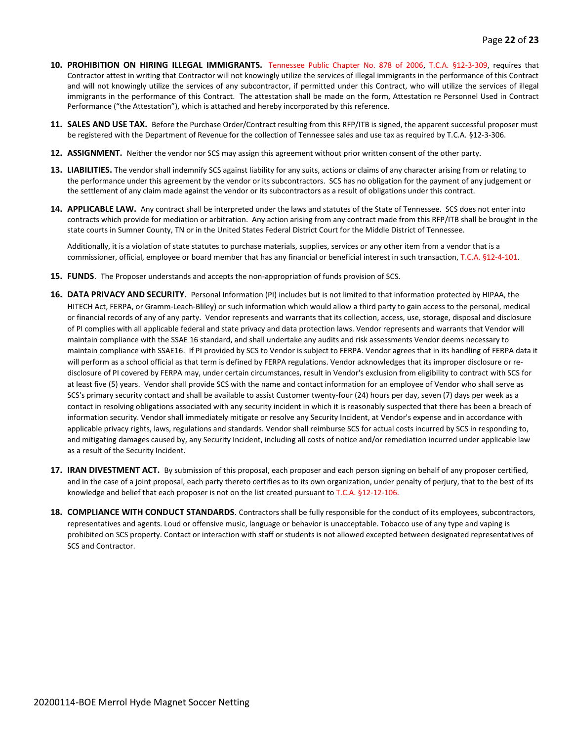10. **PROHIBITION ON HIRING ILLEGAL IMMIGRANTS.** Tennessee Public Chapter No. 878 of 2006, T.C.A. §12-3-309, requires that Contractor attest in writing that Contractor will not knowingly utilize the services of illegal immigrants in the performance of this Contract and will not knowingly utilize the services of any subcontractor, if permitted under this Contract, who will utilize the services of illegal immigrants in the performance of this Contract. The attestation shall be made on the form, Attestation re Personnel Used in Contract Performance ("the Attestation"), which is attached and hereby incorporated by this reference.

11. **SALES AND USE TAX.** Before the Purchase Order/Contract resulting from this RFP/ITB is signed, the apparent successful proposer must be registered with the Department of Revenue for the collection of Tennessee sales and use tax as required by T.C.A. §12-3-306.

12. **ASSIGNMENT.** Neither the vendor nor SCS may assign this agreement without prior written consent of the other party.

13. **LIABILITIES.** The vendor shall indemnify SCS against liability for any suits, actions or claims of any character arising from or relating to the performance under this agreement by the vendor or its subcontractors. SCS has no obligation for the payment of any judgement or the settlement of any claim made against the vendor or its subcontractors as a result of obligations under this contract.

14. **APPLICABLE LAW.** Any contract shall be interpreted under the laws and statutes of the State of Tennessee. SCS does not enter into contracts which provide for mediation or arbitration. Any action arising from any contract made from this RFP/ITB shall be brought in the state courts in Sumner County, TN or in the United States Federal District Court for the Middle District of Tennessee.

    Additionally, it is a violation of state statutes to purchase materials, supplies, services or any other item from a vendor that is a commissioner, official, employee or board member that has any financial or beneficial interest in such transaction, T.C.A. §12-4-101.

15. **FUNDS**. The Proposer understands and accepts the non-appropriation of funds provision of SCS.

16. **DATA PRIVACY AND SECURITY**. Personal Information (PI) includes but is not limited to that information protected by HIPAA, the HITECH Act, FERPA, or Gramm-Leach-Bliley) or such information which would allow a third party to gain access to the personal, medical or financial records of any of any party. Vendor represents and warrants that its collection, access, use, storage, disposal and disclosure of PI complies with all applicable federal and state privacy and data protection laws. Vendor represents and warrants that Vendor will maintain compliance with the SSAE 16 standard, and shall undertake any audits and risk assessments Vendor deems necessary to maintain compliance with SSAE16. If PI provided by SCS to Vendor is subject to FERPA. Vendor agrees that in its handling of FERPA data it will perform as a school official as that term is defined by FERPA regulations. Vendor acknowledges that its improper disclosure or re-disclosure of PI covered by FERPA may, under certain circumstances, result in Vendor's exclusion from eligibility to contract with SCS for at least five (5) years. Vendor shall provide SCS with the name and contact information for an employee of Vendor who shall serve as SCS's primary security contact and shall be available to assist Customer twenty-four (24) hours per day, seven (7) days per week as a contact in resolving obligations associated with any security incident in which it is reasonably suspected that there has been a breach of information security. Vendor shall immediately mitigate or resolve any Security Incident, at Vendor's expense and in accordance with applicable privacy rights, laws, regulations and standards. Vendor shall reimburse SCS for actual costs incurred by SCS in responding to, and mitigating damages caused by, any Security Incident, including all costs of notice and/or remediation incurred under applicable law as a result of the Security Incident.

17. **IRAN DIVESTMENT ACT.** By submission of this proposal, each proposer and each person signing on behalf of any proposer certified, and in the case of a joint proposal, each party thereto certifies as to its own organization, under penalty of perjury, that to the best of its knowledge and belief that each proposer is not on the list created pursuant to T.C.A. §12-12-106.

18. **COMPLIANCE WITH CONDUCT STANDARDS**. Contractors shall be fully responsible for the conduct of its employees, subcontractors, representatives and agents. Loud or offensive music, language or behavior is unacceptable. Tobacco use of any type and vaping is prohibited on SCS property. Contact or interaction with staff or students is not allowed excepted between designated representatives of SCS and Contractor.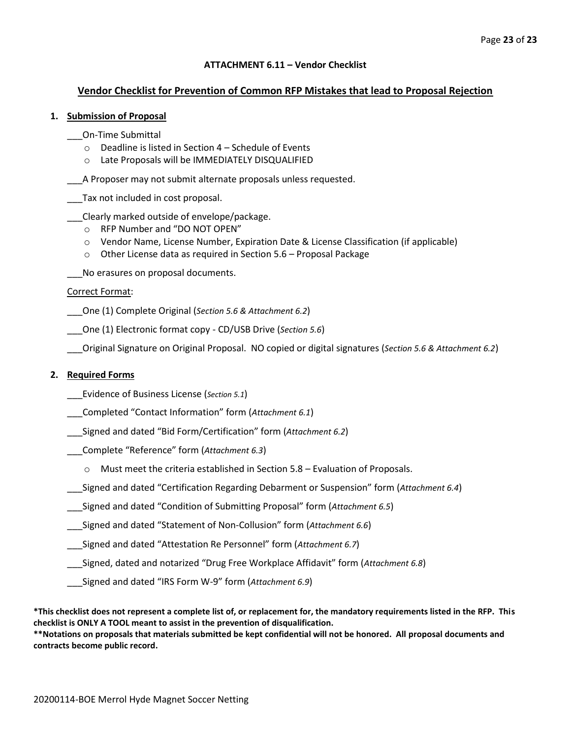**ATTACHMENT 6.11 – Vendor Checklist**

## Vendor Checklist for Prevention of Common RFP Mistakes that lead to Proposal Rejection

1. **Submission of Proposal**

___On-Time Submittal
- Deadline is listed in Section 4 – Schedule of Events
- Late Proposals will be IMMEDIATELY DISQUALIFIED

___A Proposer may not submit alternate proposals unless requested.

___Tax not included in cost proposal.

___Clearly marked outside of envelope/package.
- RFP Number and "DO NOT OPEN"
- Vendor Name, License Number, Expiration Date & License Classification (if applicable)
- Other License data as required in Section 5.6 – Proposal Package

___No erasures on proposal documents.

Correct Format:

___One (1) Complete Original (*Section 5.6 & Attachment 6.2*)

___One (1) Electronic format copy - CD/USB Drive (*Section 5.6*)

___Original Signature on Original Proposal. NO copied or digital signatures (*Section 5.6 & Attachment 6.2*)

2. **Required Forms**

___Evidence of Business License (*Section 5.1*)

___Completed "Contact Information" form (*Attachment 6.1*)

___Signed and dated "Bid Form/Certification" form (*Attachment 6.2*)

___Complete "Reference" form (*Attachment 6.3*)
- Must meet the criteria established in Section 5.8 – Evaluation of Proposals.

___Signed and dated "Certification Regarding Debarment or Suspension" form (*Attachment 6.4*)

___Signed and dated "Condition of Submitting Proposal" form (*Attachment 6.5*)

___Signed and dated "Statement of Non-Collusion" form (*Attachment 6.6*)

___Signed and dated "Attestation Re Personnel" form (*Attachment 6.7*)

___Signed, dated and notarized "Drug Free Workplace Affidavit" form (*Attachment 6.8*)

___Signed and dated "IRS Form W-9" form (*Attachment 6.9*)

**\*This checklist does not represent a complete list of, or replacement for, the mandatory requirements listed in the RFP. This checklist is ONLY A TOOL meant to assist in the prevention of disqualification.**
**\*\*Notations on proposals that materials submitted be kept confidential will not be honored. All proposal documents and contracts become public record.**

20200114-BOE Merrol Hyde Magnet Soccer Netting